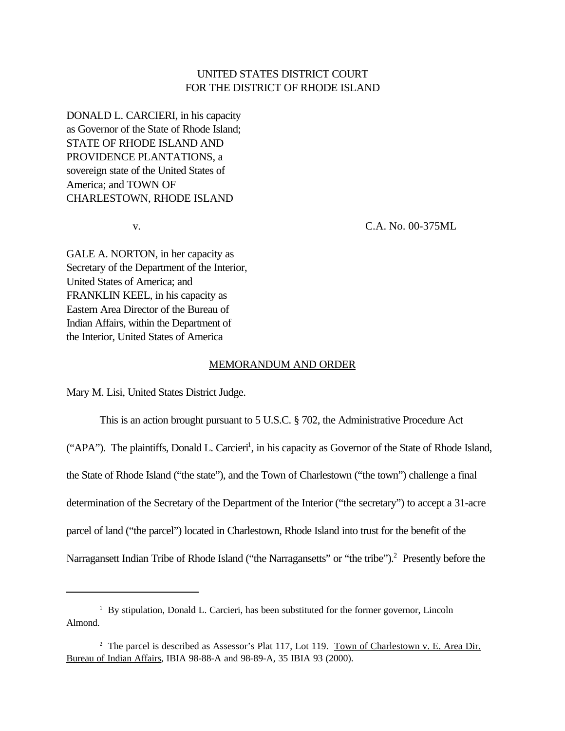UNITED STATES DISTRICT COURT
FOR THE DISTRICT OF RHODE ISLAND

DONALD L. CARCIERI, in his capacity as Governor of the State of Rhode Island; STATE OF RHODE ISLAND AND PROVIDENCE PLANTATIONS, a sovereign state of the United States of America; and TOWN OF CHARLESTOWN, RHODE ISLAND

v. C.A. No. 00-375ML

GALE A. NORTON, in her capacity as Secretary of the Department of the Interior, United States of America; and FRANKLIN KEEL, in his capacity as Eastern Area Director of the Bureau of Indian Affairs, within the Department of the Interior, United States of America

MEMORANDUM AND ORDER

Mary M. Lisi, United States District Judge.

This is an action brought pursuant to 5 U.S.C. § 702, the Administrative Procedure Act ("APA"). The plaintiffs, Donald L. Carcieri[1], in his capacity as Governor of the State of Rhode Island, the State of Rhode Island ("the state"), and the Town of Charlestown ("the town") challenge a final determination of the Secretary of the Department of the Interior ("the secretary") to accept a 31-acre parcel of land ("the parcel") located in Charlestown, Rhode Island into trust for the benefit of the Narragansett Indian Tribe of Rhode Island ("the Narragansetts" or "the tribe").[2] Presently before the

---

[1] By stipulation, Donald L. Carcieri, has been substituted for the former governor, Lincoln Almond.

[2] The parcel is described as Assessor's Plat 117, Lot 119. Town of Charlestown v. E. Area Dir. Bureau of Indian Affairs, IBIA 98-88-A and 98-89-A, 35 IBIA 93 (2000).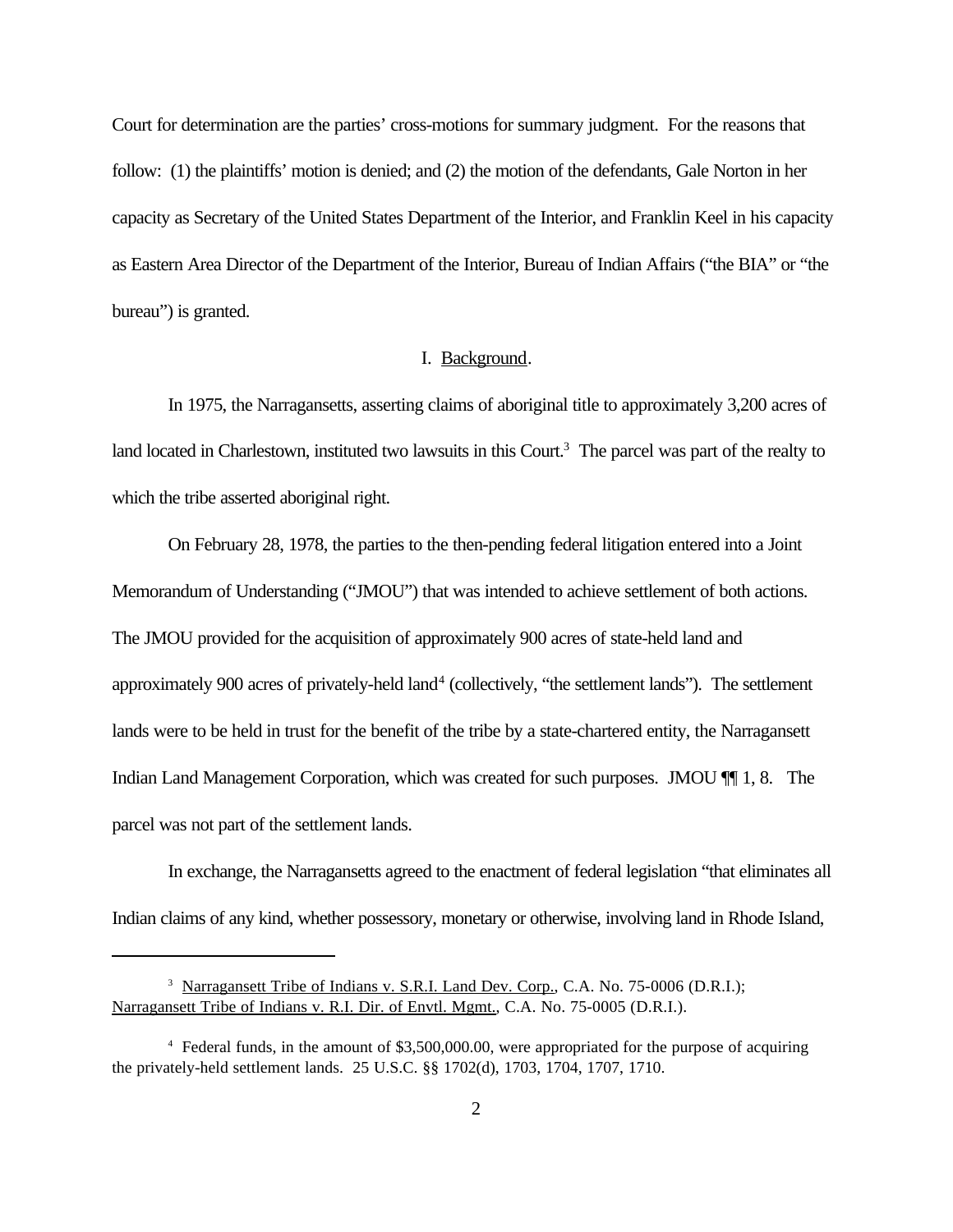Court for determination are the parties' cross-motions for summary judgment. For the reasons that follow: (1) the plaintiffs' motion is denied; and (2) the motion of the defendants, Gale Norton in her capacity as Secretary of the United States Department of the Interior, and Franklin Keel in his capacity as Eastern Area Director of the Department of the Interior, Bureau of Indian Affairs ("the BIA" or "the bureau") is granted.

## I. Background.

In 1975, the Narragansetts, asserting claims of aboriginal title to approximately 3,200 acres of land located in Charlestown, instituted two lawsuits in this Court.[3] The parcel was part of the realty to which the tribe asserted aboriginal right.

On February 28, 1978, the parties to the then-pending federal litigation entered into a Joint Memorandum of Understanding ("JMOU") that was intended to achieve settlement of both actions. The JMOU provided for the acquisition of approximately 900 acres of state-held land and approximately 900 acres of privately-held land[4] (collectively, "the settlement lands"). The settlement lands were to be held in trust for the benefit of the tribe by a state-chartered entity, the Narragansett Indian Land Management Corporation, which was created for such purposes. JMOU ¶¶ 1, 8. The parcel was not part of the settlement lands.

In exchange, the Narragansetts agreed to the enactment of federal legislation "that eliminates all Indian claims of any kind, whether possessory, monetary or otherwise, involving land in Rhode Island,

---

[3] Narragansett Tribe of Indians v. S.R.I. Land Dev. Corp., C.A. No. 75-0006 (D.R.I.); Narragansett Tribe of Indians v. R.I. Dir. of Envtl. Mgmt., C.A. No. 75-0005 (D.R.I.).

[4] Federal funds, in the amount of $3,500,000.00, were appropriated for the purpose of acquiring the privately-held settlement lands. 25 U.S.C. §§ 1702(d), 1703, 1704, 1707, 1710.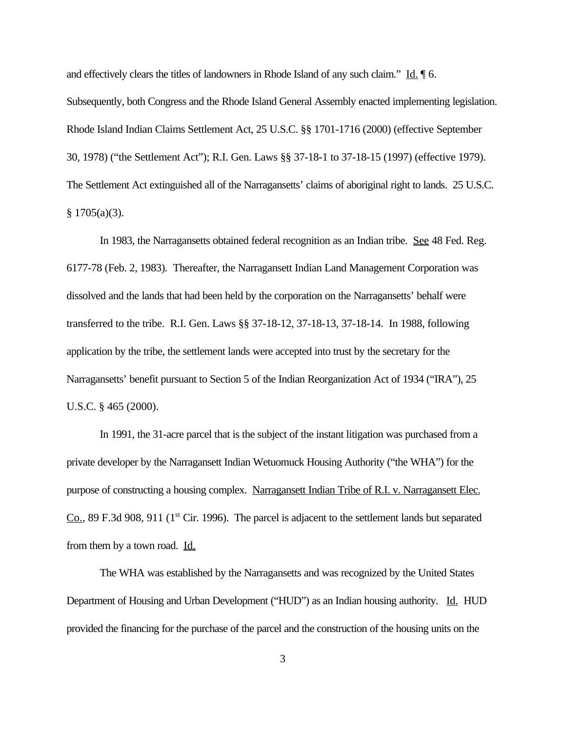and effectively clears the titles of landowners in Rhode Island of any such claim." Id. ¶ 6. Subsequently, both Congress and the Rhode Island General Assembly enacted implementing legislation. Rhode Island Indian Claims Settlement Act, 25 U.S.C. §§ 1701-1716 (2000) (effective September 30, 1978) ("the Settlement Act"); R.I. Gen. Laws §§ 37-18-1 to 37-18-15 (1997) (effective 1979). The Settlement Act extinguished all of the Narragansetts' claims of aboriginal right to lands. 25 U.S.C. § 1705(a)(3).

In 1983, the Narragansetts obtained federal recognition as an Indian tribe. See 48 Fed. Reg. 6177-78 (Feb. 2, 1983). Thereafter, the Narragansett Indian Land Management Corporation was dissolved and the lands that had been held by the corporation on the Narragansetts' behalf were transferred to the tribe. R.I. Gen. Laws §§ 37-18-12, 37-18-13, 37-18-14. In 1988, following application by the tribe, the settlement lands were accepted into trust by the secretary for the Narragansetts' benefit pursuant to Section 5 of the Indian Reorganization Act of 1934 ("IRA"), 25 U.S.C. § 465 (2000).

In 1991, the 31-acre parcel that is the subject of the instant litigation was purchased from a private developer by the Narragansett Indian Wetuomuck Housing Authority ("the WHA") for the purpose of constructing a housing complex. Narragansett Indian Tribe of R.I. v. Narragansett Elec. Co., 89 F.3d 908, 911 (1st Cir. 1996). The parcel is adjacent to the settlement lands but separated from them by a town road. Id.

The WHA was established by the Narragansetts and was recognized by the United States Department of Housing and Urban Development ("HUD") as an Indian housing authority. Id. HUD provided the financing for the purchase of the parcel and the construction of the housing units on the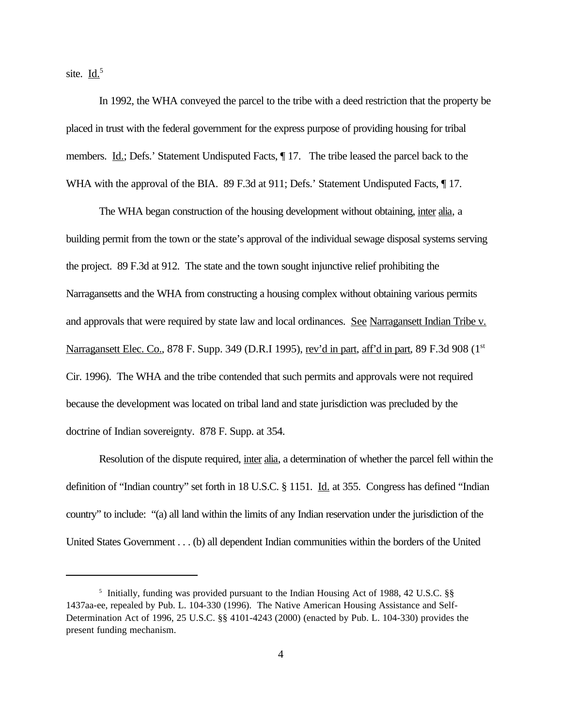site. Id.[5]

In 1992, the WHA conveyed the parcel to the tribe with a deed restriction that the property be placed in trust with the federal government for the express purpose of providing housing for tribal members. Id.; Defs.' Statement Undisputed Facts, ¶ 17. The tribe leased the parcel back to the WHA with the approval of the BIA. 89 F.3d at 911; Defs.' Statement Undisputed Facts, ¶ 17.

The WHA began construction of the housing development without obtaining, inter alia, a building permit from the town or the state's approval of the individual sewage disposal systems serving the project. 89 F.3d at 912. The state and the town sought injunctive relief prohibiting the Narragansetts and the WHA from constructing a housing complex without obtaining various permits and approvals that were required by state law and local ordinances. See Narragansett Indian Tribe v. Narragansett Elec. Co., 878 F. Supp. 349 (D.R.I 1995), rev'd in part, aff'd in part, 89 F.3d 908 (1st Cir. 1996). The WHA and the tribe contended that such permits and approvals were not required because the development was located on tribal land and state jurisdiction was precluded by the doctrine of Indian sovereignty. 878 F. Supp. at 354.

Resolution of the dispute required, inter alia, a determination of whether the parcel fell within the definition of "Indian country" set forth in 18 U.S.C. § 1151. Id. at 355. Congress has defined "Indian country" to include: "(a) all land within the limits of any Indian reservation under the jurisdiction of the United States Government . . . (b) all dependent Indian communities within the borders of the United

---

[5] Initially, funding was provided pursuant to the Indian Housing Act of 1988, 42 U.S.C. §§ 1437aa-ee, repealed by Pub. L. 104-330 (1996). The Native American Housing Assistance and Self-Determination Act of 1996, 25 U.S.C. §§ 4101-4243 (2000) (enacted by Pub. L. 104-330) provides the present funding mechanism.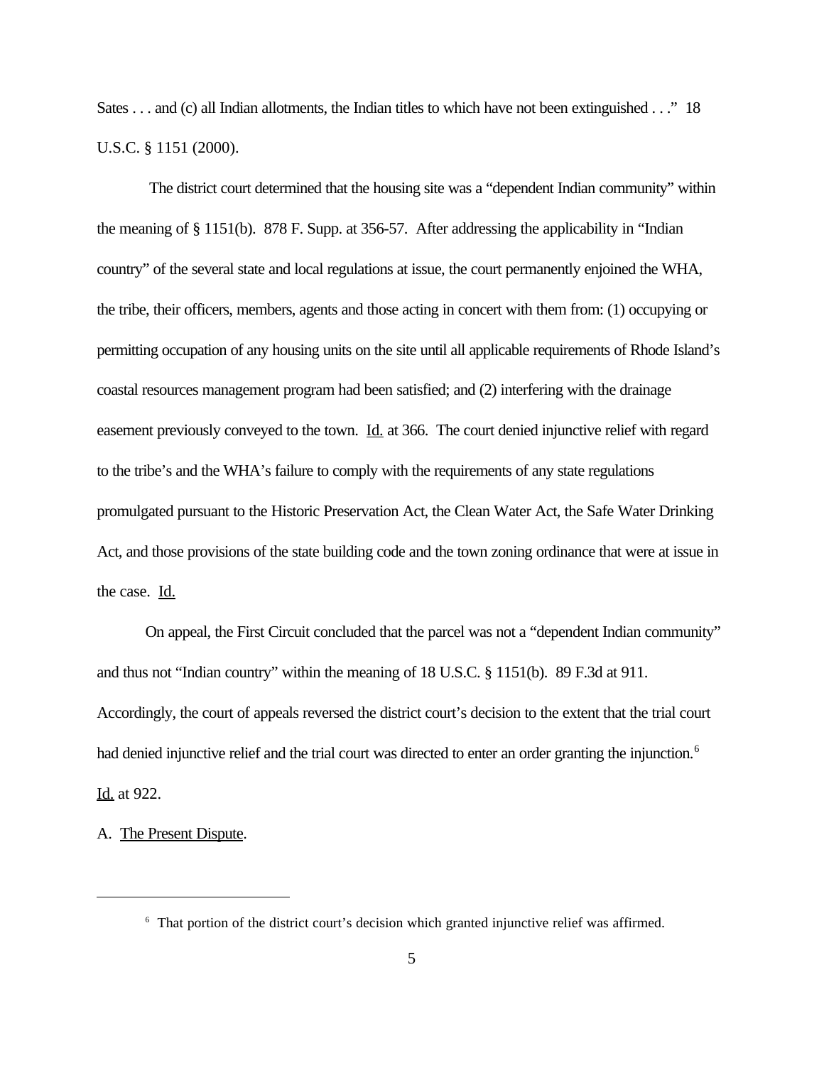Sates . . . and (c) all Indian allotments, the Indian titles to which have not been extinguished . . ." 18 U.S.C. § 1151 (2000).

The district court determined that the housing site was a "dependent Indian community" within the meaning of § 1151(b). 878 F. Supp. at 356-57. After addressing the applicability in "Indian country" of the several state and local regulations at issue, the court permanently enjoined the WHA, the tribe, their officers, members, agents and those acting in concert with them from: (1) occupying or permitting occupation of any housing units on the site until all applicable requirements of Rhode Island's coastal resources management program had been satisfied; and (2) interfering with the drainage easement previously conveyed to the town. Id. at 366. The court denied injunctive relief with regard to the tribe's and the WHA's failure to comply with the requirements of any state regulations promulgated pursuant to the Historic Preservation Act, the Clean Water Act, the Safe Water Drinking Act, and those provisions of the state building code and the town zoning ordinance that were at issue in the case. Id.

On appeal, the First Circuit concluded that the parcel was not a "dependent Indian community" and thus not "Indian country" within the meaning of 18 U.S.C. § 1151(b). 89 F.3d at 911. Accordingly, the court of appeals reversed the district court's decision to the extent that the trial court had denied injunctive relief and the trial court was directed to enter an order granting the injunction.[6] Id. at 922.

A. The Present Dispute.

---

[6] That portion of the district court's decision which granted injunctive relief was affirmed.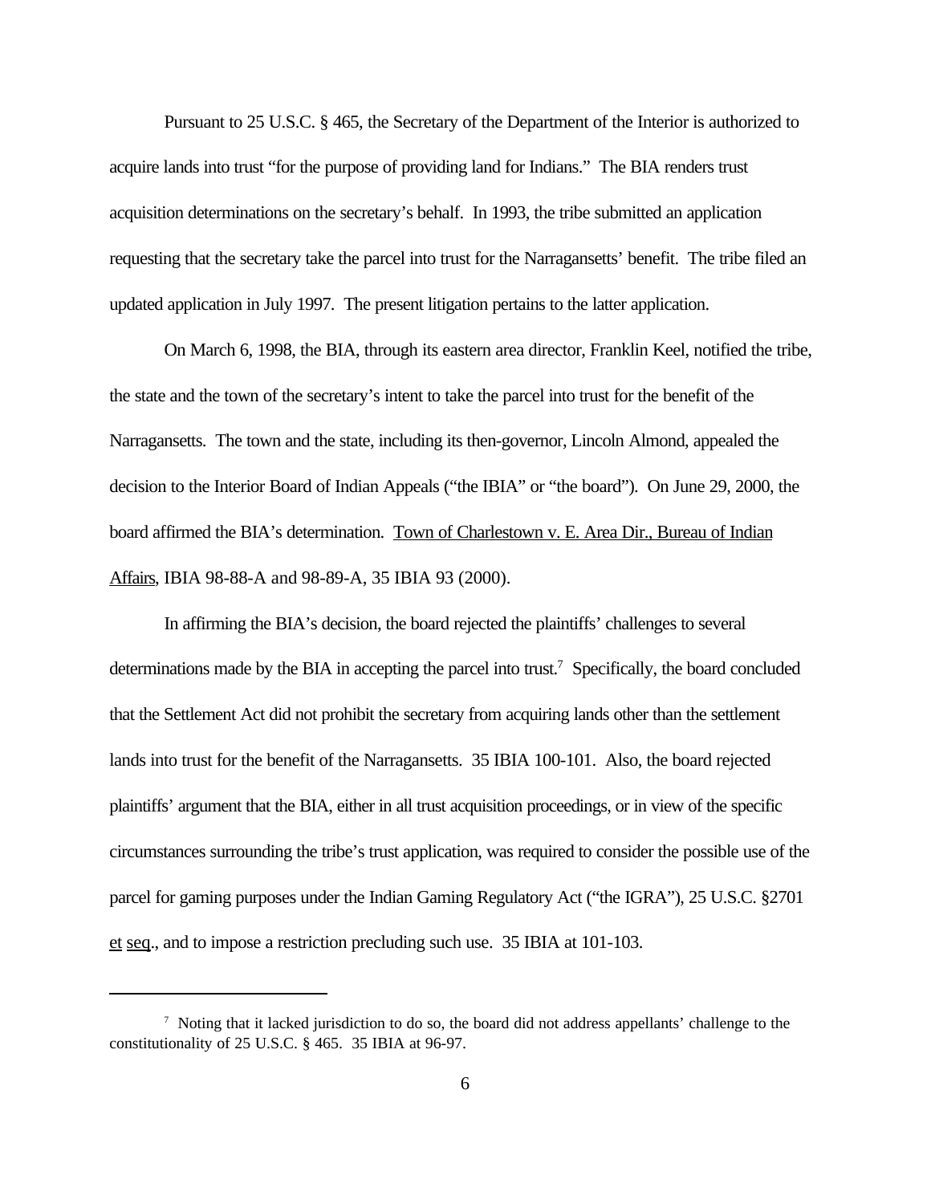Pursuant to 25 U.S.C. § 465, the Secretary of the Department of the Interior is authorized to acquire lands into trust "for the purpose of providing land for Indians." The BIA renders trust acquisition determinations on the secretary's behalf. In 1993, the tribe submitted an application requesting that the secretary take the parcel into trust for the Narragansetts' benefit. The tribe filed an updated application in July 1997. The present litigation pertains to the latter application.

On March 6, 1998, the BIA, through its eastern area director, Franklin Keel, notified the tribe, the state and the town of the secretary's intent to take the parcel into trust for the benefit of the Narragansetts. The town and the state, including its then-governor, Lincoln Almond, appealed the decision to the Interior Board of Indian Appeals ("the IBIA" or "the board"). On June 29, 2000, the board affirmed the BIA's determination. Town of Charlestown v. E. Area Dir., Bureau of Indian Affairs, IBIA 98-88-A and 98-89-A, 35 IBIA 93 (2000).

In affirming the BIA's decision, the board rejected the plaintiffs' challenges to several determinations made by the BIA in accepting the parcel into trust.[7] Specifically, the board concluded that the Settlement Act did not prohibit the secretary from acquiring lands other than the settlement lands into trust for the benefit of the Narragansetts. 35 IBIA 100-101. Also, the board rejected plaintiffs' argument that the BIA, either in all trust acquisition proceedings, or in view of the specific circumstances surrounding the tribe's trust application, was required to consider the possible use of the parcel for gaming purposes under the Indian Gaming Regulatory Act ("the IGRA"), 25 U.S.C. §2701 et seq., and to impose a restriction precluding such use. 35 IBIA at 101-103.

---

[7] Noting that it lacked jurisdiction to do so, the board did not address appellants' challenge to the constitutionality of 25 U.S.C. § 465. 35 IBIA at 96-97.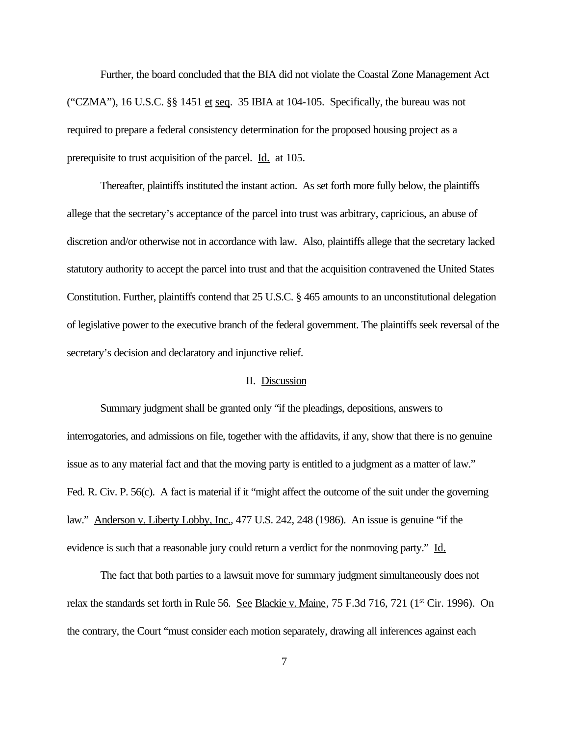Further, the board concluded that the BIA did not violate the Coastal Zone Management Act ("CZMA"), 16 U.S.C. §§ 1451 et seq. 35 IBIA at 104-105. Specifically, the bureau was not required to prepare a federal consistency determination for the proposed housing project as a prerequisite to trust acquisition of the parcel. Id. at 105.

Thereafter, plaintiffs instituted the instant action. As set forth more fully below, the plaintiffs allege that the secretary's acceptance of the parcel into trust was arbitrary, capricious, an abuse of discretion and/or otherwise not in accordance with law. Also, plaintiffs allege that the secretary lacked statutory authority to accept the parcel into trust and that the acquisition contravened the United States Constitution. Further, plaintiffs contend that 25 U.S.C. § 465 amounts to an unconstitutional delegation of legislative power to the executive branch of the federal government. The plaintiffs seek reversal of the secretary's decision and declaratory and injunctive relief.

## II. Discussion

Summary judgment shall be granted only "if the pleadings, depositions, answers to interrogatories, and admissions on file, together with the affidavits, if any, show that there is no genuine issue as to any material fact and that the moving party is entitled to a judgment as a matter of law." Fed. R. Civ. P. 56(c). A fact is material if it "might affect the outcome of the suit under the governing law." Anderson v. Liberty Lobby, Inc., 477 U.S. 242, 248 (1986). An issue is genuine "if the evidence is such that a reasonable jury could return a verdict for the nonmoving party." Id.

The fact that both parties to a lawsuit move for summary judgment simultaneously does not relax the standards set forth in Rule 56. See Blackie v. Maine, 75 F.3d 716, 721 (1st Cir. 1996). On the contrary, the Court "must consider each motion separately, drawing all inferences against each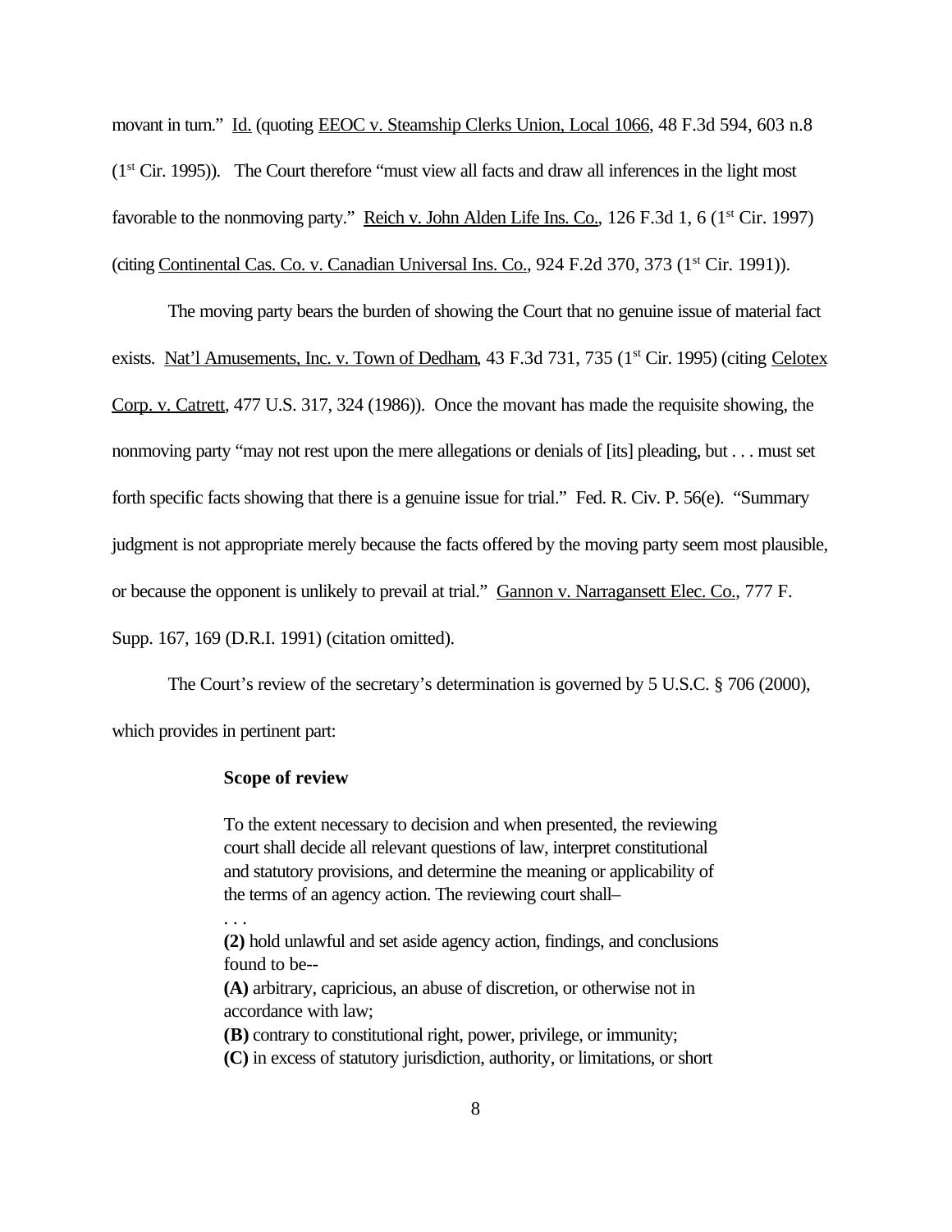movant in turn." Id. (quoting EEOC v. Steamship Clerks Union, Local 1066, 48 F.3d 594, 603 n.8 (1st Cir. 1995)). The Court therefore "must view all facts and draw all inferences in the light most favorable to the nonmoving party." Reich v. John Alden Life Ins. Co., 126 F.3d 1, 6 (1st Cir. 1997) (citing Continental Cas. Co. v. Canadian Universal Ins. Co., 924 F.2d 370, 373 (1st Cir. 1991)).

The moving party bears the burden of showing the Court that no genuine issue of material fact exists. Nat'l Amusements, Inc. v. Town of Dedham, 43 F.3d 731, 735 (1st Cir. 1995) (citing Celotex Corp. v. Catrett, 477 U.S. 317, 324 (1986)). Once the movant has made the requisite showing, the nonmoving party "may not rest upon the mere allegations or denials of [its] pleading, but . . . must set forth specific facts showing that there is a genuine issue for trial." Fed. R. Civ. P. 56(e). "Summary judgment is not appropriate merely because the facts offered by the moving party seem most plausible, or because the opponent is unlikely to prevail at trial." Gannon v. Narragansett Elec. Co., 777 F. Supp. 167, 169 (D.R.I. 1991) (citation omitted).

The Court's review of the secretary's determination is governed by 5 U.S.C. § 706 (2000), which provides in pertinent part:

> **Scope of review**
>
> To the extent necessary to decision and when presented, the reviewing court shall decide all relevant questions of law, interpret constitutional and statutory provisions, and determine the meaning or applicability of the terms of an agency action. The reviewing court shall–
>
> . . .
>
> **(2)** hold unlawful and set aside agency action, findings, and conclusions found to be--
>
> **(A)** arbitrary, capricious, an abuse of discretion, or otherwise not in accordance with law;
>
> **(B)** contrary to constitutional right, power, privilege, or immunity;
>
> **(C)** in excess of statutory jurisdiction, authority, or limitations, or short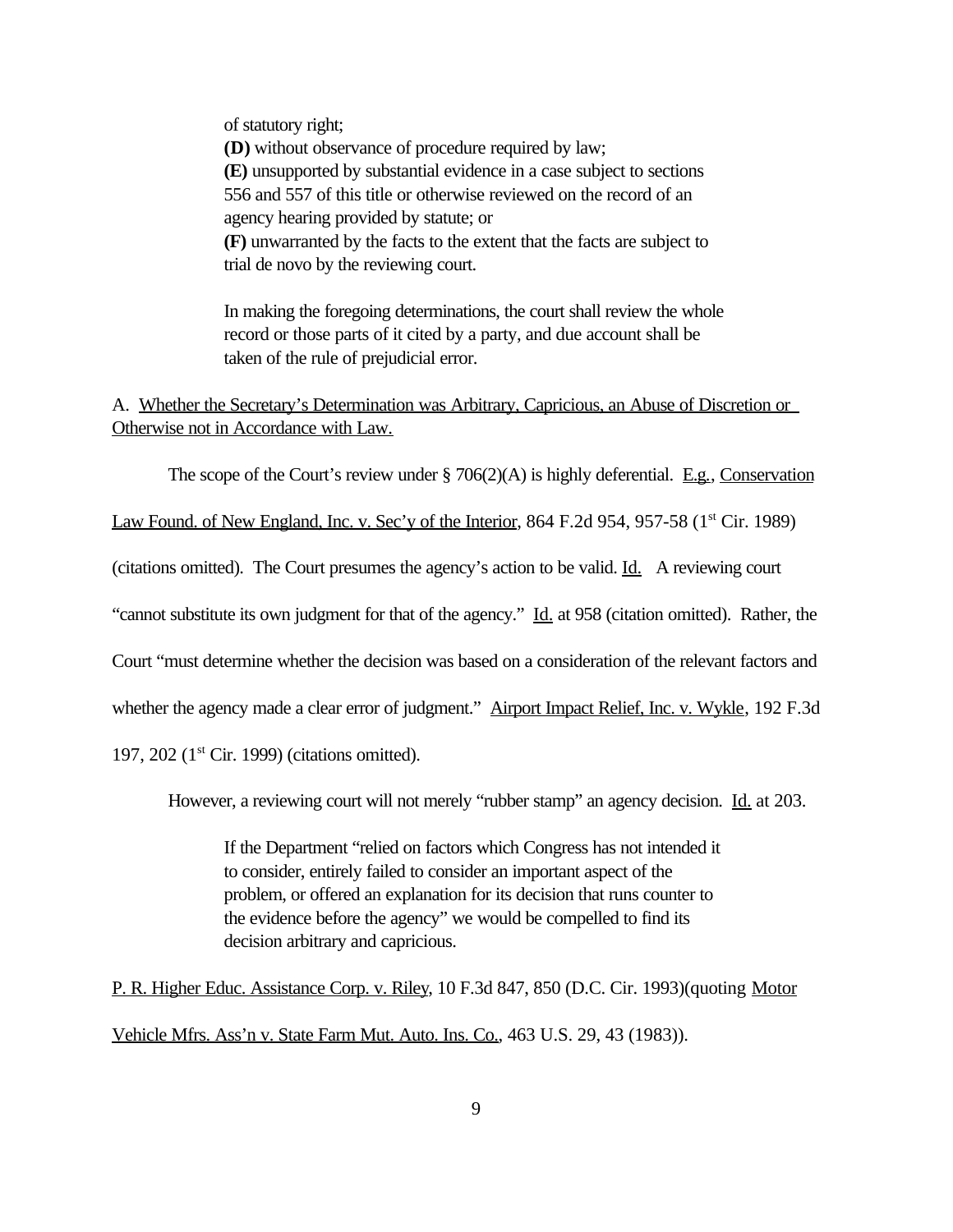> of statutory right;
> **(D)** without observance of procedure required by law;
> **(E)** unsupported by substantial evidence in a case subject to sections 556 and 557 of this title or otherwise reviewed on the record of an agency hearing provided by statute; or
> **(F)** unwarranted by the facts to the extent that the facts are subject to trial de novo by the reviewing court.
>
> In making the foregoing determinations, the court shall review the whole record or those parts of it cited by a party, and due account shall be taken of the rule of prejudicial error.

A. Whether the Secretary's Determination was Arbitrary, Capricious, an Abuse of Discretion or Otherwise not in Accordance with Law.

The scope of the Court's review under § 706(2)(A) is highly deferential. E.g., Conservation Law Found. of New England, Inc. v. Sec'y of the Interior, 864 F.2d 954, 957-58 (1st Cir. 1989) (citations omitted). The Court presumes the agency's action to be valid. Id. A reviewing court "cannot substitute its own judgment for that of the agency." Id. at 958 (citation omitted). Rather, the Court "must determine whether the decision was based on a consideration of the relevant factors and whether the agency made a clear error of judgment." Airport Impact Relief, Inc. v. Wykle, 192 F.3d 197, 202 (1st Cir. 1999) (citations omitted).

However, a reviewing court will not merely "rubber stamp" an agency decision. Id. at 203.

> If the Department "relied on factors which Congress has not intended it to consider, entirely failed to consider an important aspect of the problem, or offered an explanation for its decision that runs counter to the evidence before the agency" we would be compelled to find its decision arbitrary and capricious.

P. R. Higher Educ. Assistance Corp. v. Riley, 10 F.3d 847, 850 (D.C. Cir. 1993)(quoting Motor Vehicle Mfrs. Ass'n v. State Farm Mut. Auto. Ins. Co., 463 U.S. 29, 43 (1983)).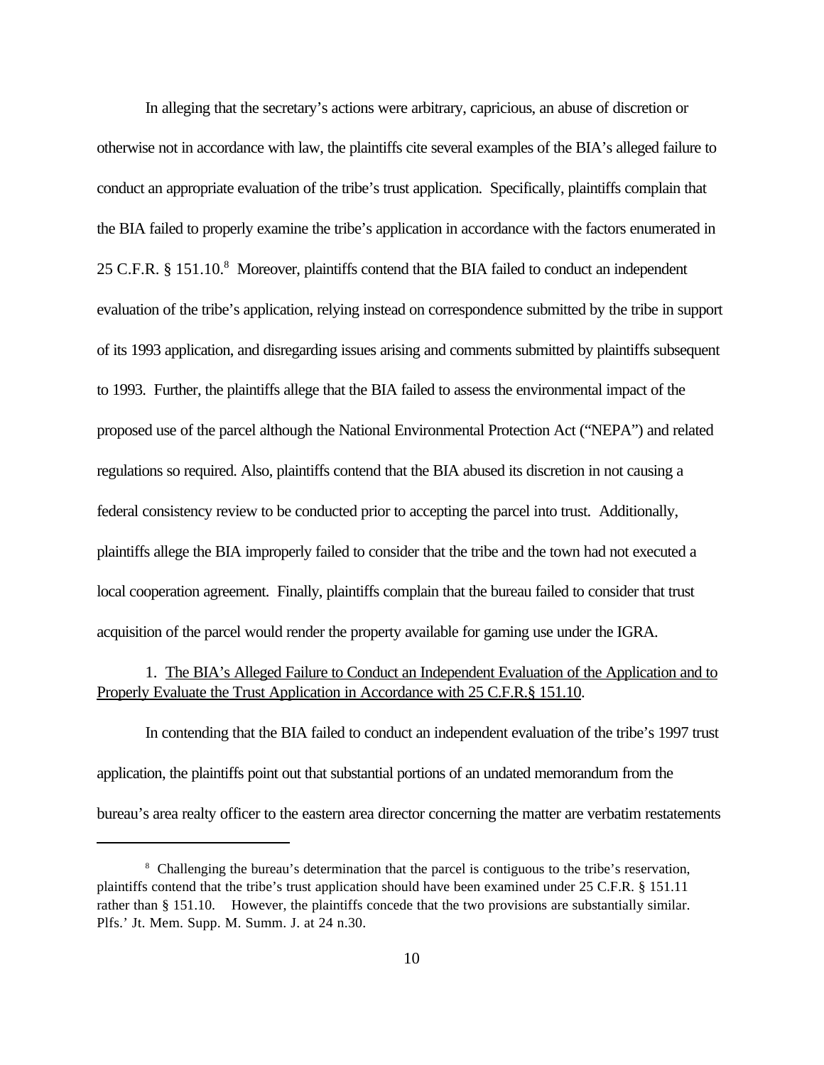In alleging that the secretary's actions were arbitrary, capricious, an abuse of discretion or otherwise not in accordance with law, the plaintiffs cite several examples of the BIA's alleged failure to conduct an appropriate evaluation of the tribe's trust application. Specifically, plaintiffs complain that the BIA failed to properly examine the tribe's application in accordance with the factors enumerated in 25 C.F.R. § 151.10.[8] Moreover, plaintiffs contend that the BIA failed to conduct an independent evaluation of the tribe's application, relying instead on correspondence submitted by the tribe in support of its 1993 application, and disregarding issues arising and comments submitted by plaintiffs subsequent to 1993. Further, the plaintiffs allege that the BIA failed to assess the environmental impact of the proposed use of the parcel although the National Environmental Protection Act ("NEPA") and related regulations so required. Also, plaintiffs contend that the BIA abused its discretion in not causing a federal consistency review to be conducted prior to accepting the parcel into trust. Additionally, plaintiffs allege the BIA improperly failed to consider that the tribe and the town had not executed a local cooperation agreement. Finally, plaintiffs complain that the bureau failed to consider that trust acquisition of the parcel would render the property available for gaming use under the IGRA.

1. <u>The BIA's Alleged Failure to Conduct an Independent Evaluation of the Application and to Properly Evaluate the Trust Application in Accordance with 25 C.F.R.§ 151.10</u>.

In contending that the BIA failed to conduct an independent evaluation of the tribe's 1997 trust application, the plaintiffs point out that substantial portions of an undated memorandum from the bureau's area realty officer to the eastern area director concerning the matter are verbatim restatements

---

[8] Challenging the bureau's determination that the parcel is contiguous to the tribe's reservation, plaintiffs contend that the tribe's trust application should have been examined under 25 C.F.R. § 151.11 rather than § 151.10. However, the plaintiffs concede that the two provisions are substantially similar. Plfs.' Jt. Mem. Supp. M. Summ. J. at 24 n.30.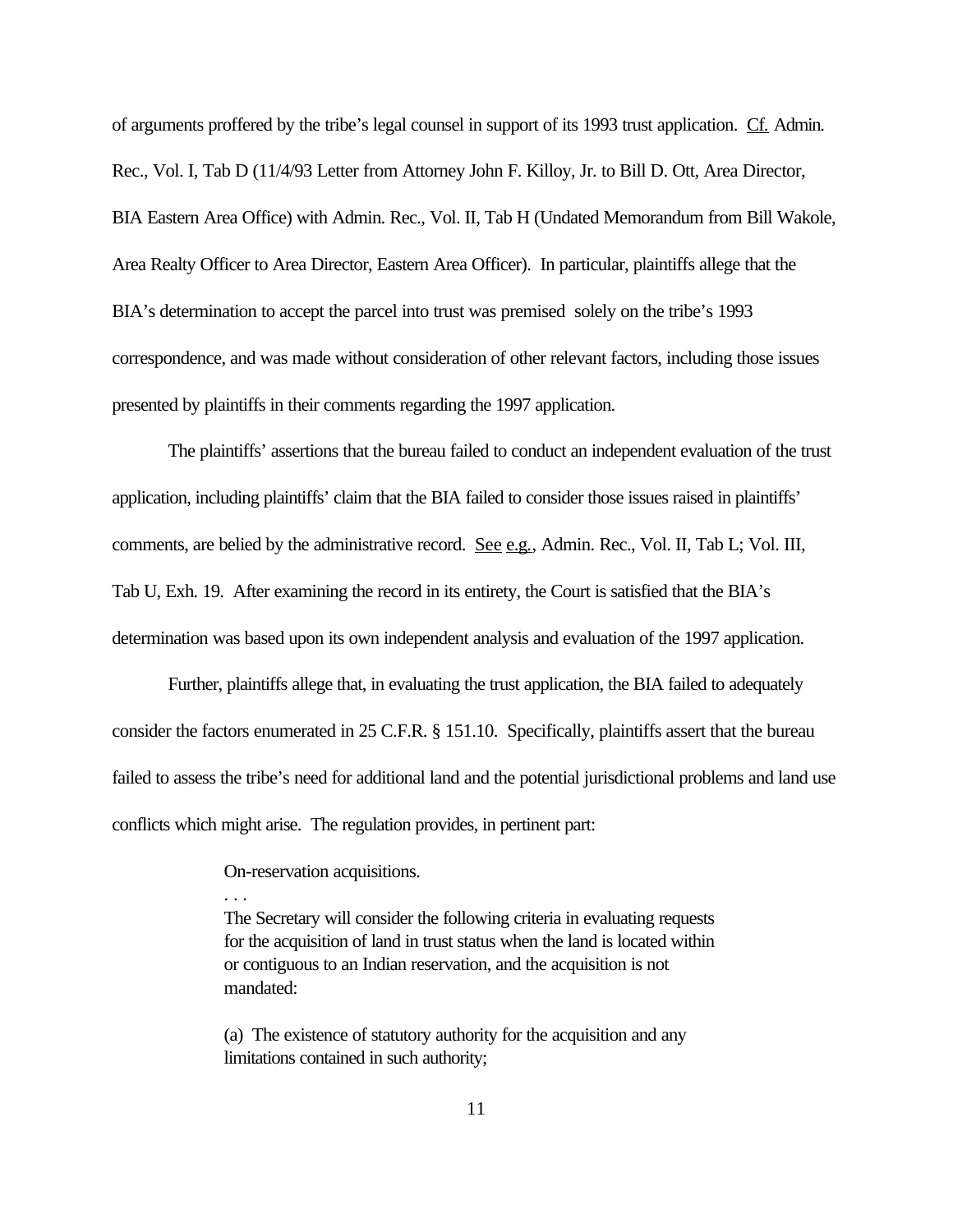of arguments proffered by the tribe's legal counsel in support of its 1993 trust application. Cf. Admin. Rec., Vol. I, Tab D (11/4/93 Letter from Attorney John F. Killoy, Jr. to Bill D. Ott, Area Director, BIA Eastern Area Office) with Admin. Rec., Vol. II, Tab H (Undated Memorandum from Bill Wakole, Area Realty Officer to Area Director, Eastern Area Officer). In particular, plaintiffs allege that the BIA's determination to accept the parcel into trust was premised solely on the tribe's 1993 correspondence, and was made without consideration of other relevant factors, including those issues presented by plaintiffs in their comments regarding the 1997 application.

The plaintiffs' assertions that the bureau failed to conduct an independent evaluation of the trust application, including plaintiffs' claim that the BIA failed to consider those issues raised in plaintiffs' comments, are belied by the administrative record. See e.g., Admin. Rec., Vol. II, Tab L; Vol. III, Tab U, Exh. 19. After examining the record in its entirety, the Court is satisfied that the BIA's determination was based upon its own independent analysis and evaluation of the 1997 application.

Further, plaintiffs allege that, in evaluating the trust application, the BIA failed to adequately consider the factors enumerated in 25 C.F.R. § 151.10. Specifically, plaintiffs assert that the bureau failed to assess the tribe's need for additional land and the potential jurisdictional problems and land use conflicts which might arise. The regulation provides, in pertinent part:

> On-reservation acquisitions.
>
> . . .
>
> The Secretary will consider the following criteria in evaluating requests for the acquisition of land in trust status when the land is located within or contiguous to an Indian reservation, and the acquisition is not mandated:
>
> (a) The existence of statutory authority for the acquisition and any limitations contained in such authority;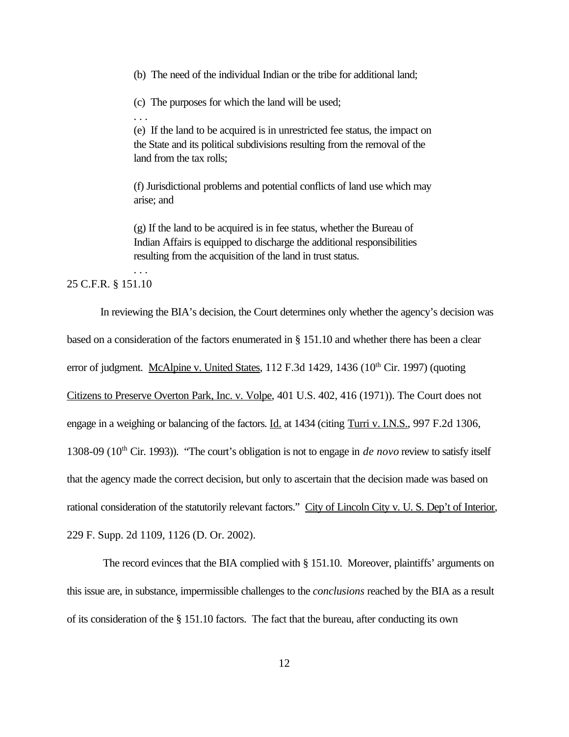> (b) The need of the individual Indian or the tribe for additional land;
>
> (c) The purposes for which the land will be used;
>
> . . .
>
> (e) If the land to be acquired is in unrestricted fee status, the impact on the State and its political subdivisions resulting from the removal of the land from the tax rolls;
>
> (f) Jurisdictional problems and potential conflicts of land use which may arise; and
>
> (g) If the land to be acquired is in fee status, whether the Bureau of Indian Affairs is equipped to discharge the additional responsibilities resulting from the acquisition of the land in trust status.
>
> . . .

25 C.F.R. § 151.10

In reviewing the BIA's decision, the Court determines only whether the agency's decision was based on a consideration of the factors enumerated in § 151.10 and whether there has been a clear error of judgment. McAlpine v. United States, 112 F.3d 1429, 1436 (10th Cir. 1997) (quoting Citizens to Preserve Overton Park, Inc. v. Volpe, 401 U.S. 402, 416 (1971)). The Court does not engage in a weighing or balancing of the factors. Id. at 1434 (citing Turri v. I.N.S., 997 F.2d 1306, 1308-09 (10th Cir. 1993)). "The court's obligation is not to engage in *de novo* review to satisfy itself that the agency made the correct decision, but only to ascertain that the decision made was based on rational consideration of the statutorily relevant factors." City of Lincoln City v. U. S. Dep't of Interior, 229 F. Supp. 2d 1109, 1126 (D. Or. 2002).

The record evinces that the BIA complied with § 151.10. Moreover, plaintiffs' arguments on this issue are, in substance, impermissible challenges to the *conclusions* reached by the BIA as a result of its consideration of the § 151.10 factors. The fact that the bureau, after conducting its own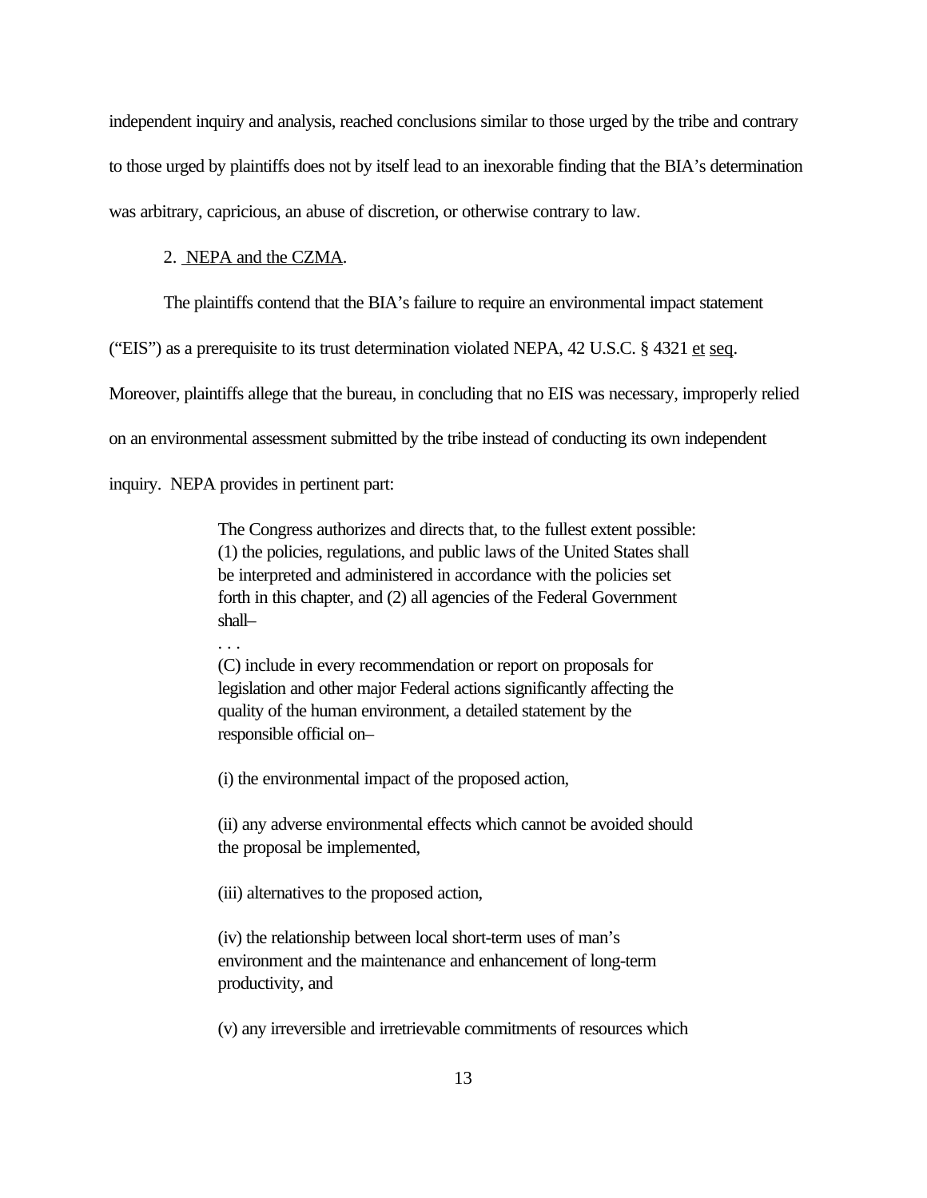independent inquiry and analysis, reached conclusions similar to those urged by the tribe and contrary to those urged by plaintiffs does not by itself lead to an inexorable finding that the BIA's determination was arbitrary, capricious, an abuse of discretion, or otherwise contrary to law.

2. NEPA and the CZMA.

The plaintiffs contend that the BIA's failure to require an environmental impact statement ("EIS") as a prerequisite to its trust determination violated NEPA, 42 U.S.C. § 4321 et seq. Moreover, plaintiffs allege that the bureau, in concluding that no EIS was necessary, improperly relied on an environmental assessment submitted by the tribe instead of conducting its own independent inquiry. NEPA provides in pertinent part:

> The Congress authorizes and directs that, to the fullest extent possible: (1) the policies, regulations, and public laws of the United States shall be interpreted and administered in accordance with the policies set forth in this chapter, and (2) all agencies of the Federal Government shall–
>
> . . .
>
> (C) include in every recommendation or report on proposals for legislation and other major Federal actions significantly affecting the quality of the human environment, a detailed statement by the responsible official on–
>
> (i) the environmental impact of the proposed action,
>
> (ii) any adverse environmental effects which cannot be avoided should the proposal be implemented,
>
> (iii) alternatives to the proposed action,
>
> (iv) the relationship between local short-term uses of man's environment and the maintenance and enhancement of long-term productivity, and
>
> (v) any irreversible and irretrievable commitments of resources which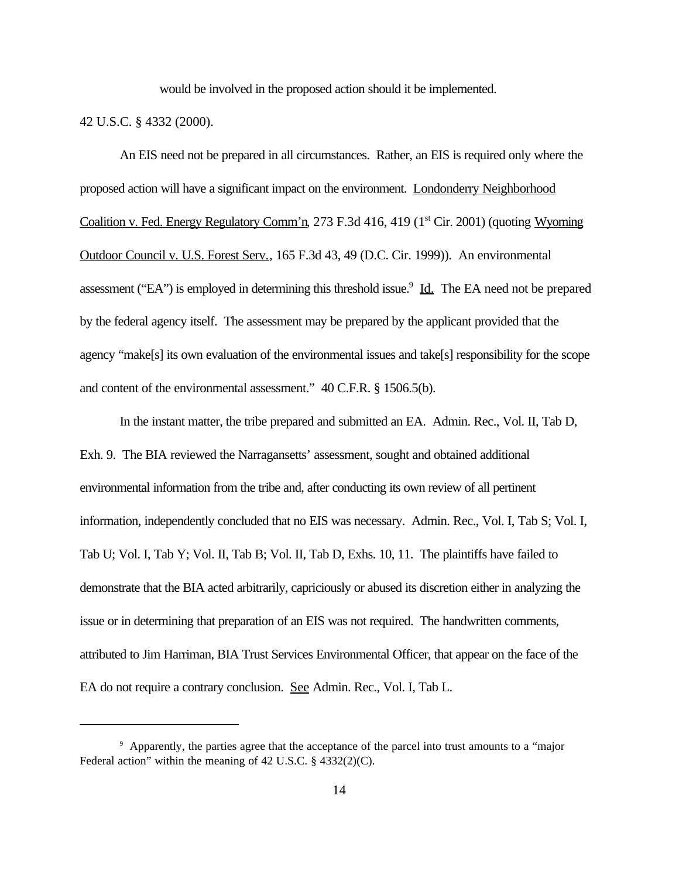would be involved in the proposed action should it be implemented.

42 U.S.C. § 4332 (2000).

An EIS need not be prepared in all circumstances. Rather, an EIS is required only where the proposed action will have a significant impact on the environment. Londonderry Neighborhood Coalition v. Fed. Energy Regulatory Comm'n, 273 F.3d 416, 419 (1st Cir. 2001) (quoting Wyoming Outdoor Council v. U.S. Forest Serv., 165 F.3d 43, 49 (D.C. Cir. 1999)). An environmental assessment ("EA") is employed in determining this threshold issue.[9] Id. The EA need not be prepared by the federal agency itself. The assessment may be prepared by the applicant provided that the agency "make[s] its own evaluation of the environmental issues and take[s] responsibility for the scope and content of the environmental assessment." 40 C.F.R. § 1506.5(b).

In the instant matter, the tribe prepared and submitted an EA. Admin. Rec., Vol. II, Tab D, Exh. 9. The BIA reviewed the Narragansetts' assessment, sought and obtained additional environmental information from the tribe and, after conducting its own review of all pertinent information, independently concluded that no EIS was necessary. Admin. Rec., Vol. I, Tab S; Vol. I, Tab U; Vol. I, Tab Y; Vol. II, Tab B; Vol. II, Tab D, Exhs. 10, 11. The plaintiffs have failed to demonstrate that the BIA acted arbitrarily, capriciously or abused its discretion either in analyzing the issue or in determining that preparation of an EIS was not required. The handwritten comments, attributed to Jim Harriman, BIA Trust Services Environmental Officer, that appear on the face of the EA do not require a contrary conclusion. See Admin. Rec., Vol. I, Tab L.

---

[9] Apparently, the parties agree that the acceptance of the parcel into trust amounts to a "major Federal action" within the meaning of 42 U.S.C. § 4332(2)(C).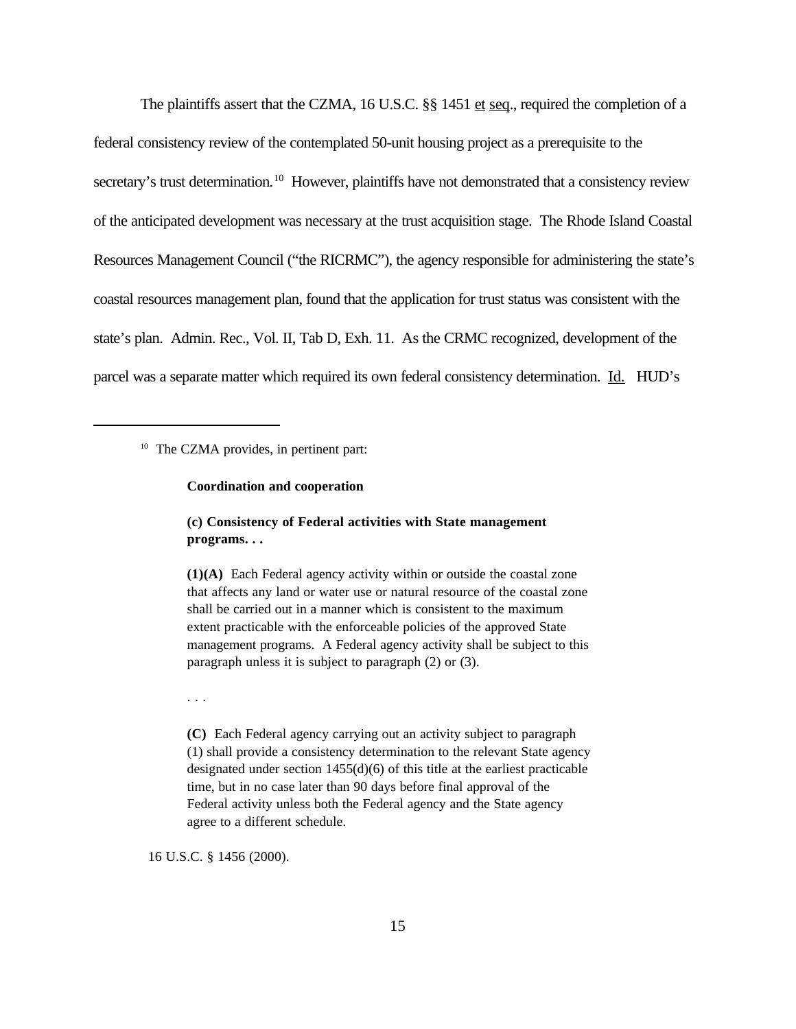The plaintiffs assert that the CZMA, 16 U.S.C. §§ 1451 et seq., required the completion of a federal consistency review of the contemplated 50-unit housing project as a prerequisite to the secretary's trust determination.[10] However, plaintiffs have not demonstrated that a consistency review of the anticipated development was necessary at the trust acquisition stage. The Rhode Island Coastal Resources Management Council ("the RICRMC"), the agency responsible for administering the state's coastal resources management plan, found that the application for trust status was consistent with the state's plan. Admin. Rec., Vol. II, Tab D, Exh. 11. As the CRMC recognized, development of the parcel was a separate matter which required its own federal consistency determination. Id. HUD's

---

[10] The CZMA provides, in pertinent part:

> **Coordination and cooperation**
>
> **(c) Consistency of Federal activities with State management programs. . .**
>
> **(1)(A)** Each Federal agency activity within or outside the coastal zone that affects any land or water use or natural resource of the coastal zone shall be carried out in a manner which is consistent to the maximum extent practicable with the enforceable policies of the approved State management programs. A Federal agency activity shall be subject to this paragraph unless it is subject to paragraph (2) or (3).
>
> . . .
>
> **(C)** Each Federal agency carrying out an activity subject to paragraph (1) shall provide a consistency determination to the relevant State agency designated under section 1455(d)(6) of this title at the earliest practicable time, but in no case later than 90 days before final approval of the Federal activity unless both the Federal agency and the State agency agree to a different schedule.

16 U.S.C. § 1456 (2000).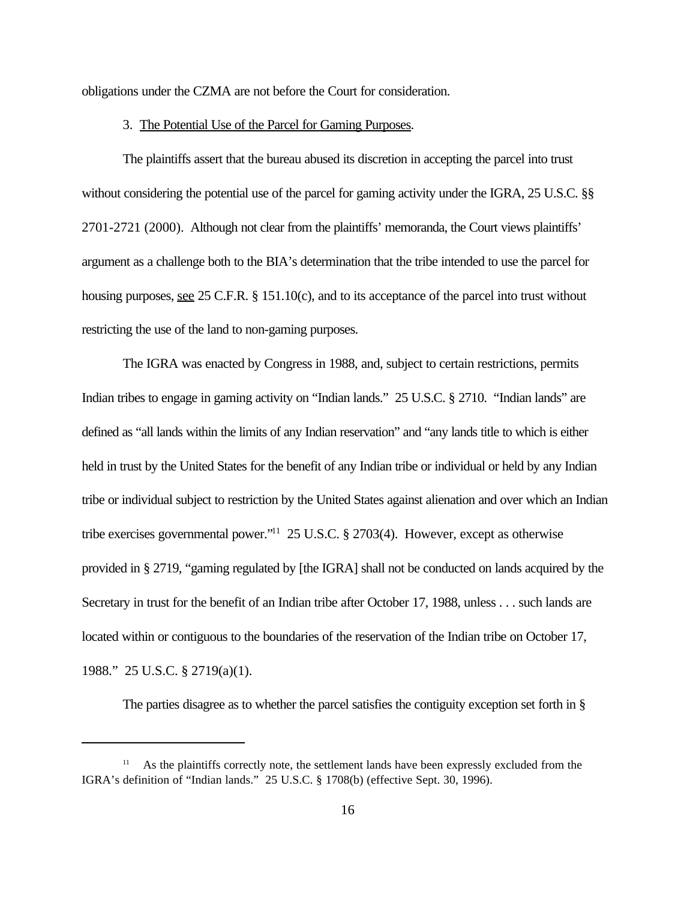obligations under the CZMA are not before the Court for consideration.

3. The Potential Use of the Parcel for Gaming Purposes.

The plaintiffs assert that the bureau abused its discretion in accepting the parcel into trust without considering the potential use of the parcel for gaming activity under the IGRA, 25 U.S.C. §§ 2701-2721 (2000). Although not clear from the plaintiffs' memoranda, the Court views plaintiffs' argument as a challenge both to the BIA's determination that the tribe intended to use the parcel for housing purposes, see 25 C.F.R. § 151.10(c), and to its acceptance of the parcel into trust without restricting the use of the land to non-gaming purposes.

The IGRA was enacted by Congress in 1988, and, subject to certain restrictions, permits Indian tribes to engage in gaming activity on "Indian lands." 25 U.S.C. § 2710. "Indian lands" are defined as "all lands within the limits of any Indian reservation" and "any lands title to which is either held in trust by the United States for the benefit of any Indian tribe or individual or held by any Indian tribe or individual subject to restriction by the United States against alienation and over which an Indian tribe exercises governmental power."[11] 25 U.S.C. § 2703(4). However, except as otherwise provided in § 2719, "gaming regulated by [the IGRA] shall not be conducted on lands acquired by the Secretary in trust for the benefit of an Indian tribe after October 17, 1988, unless . . . such lands are located within or contiguous to the boundaries of the reservation of the Indian tribe on October 17, 1988." 25 U.S.C. § 2719(a)(1).

The parties disagree as to whether the parcel satisfies the contiguity exception set forth in §

[11] As the plaintiffs correctly note, the settlement lands have been expressly excluded from the IGRA's definition of "Indian lands." 25 U.S.C. § 1708(b) (effective Sept. 30, 1996).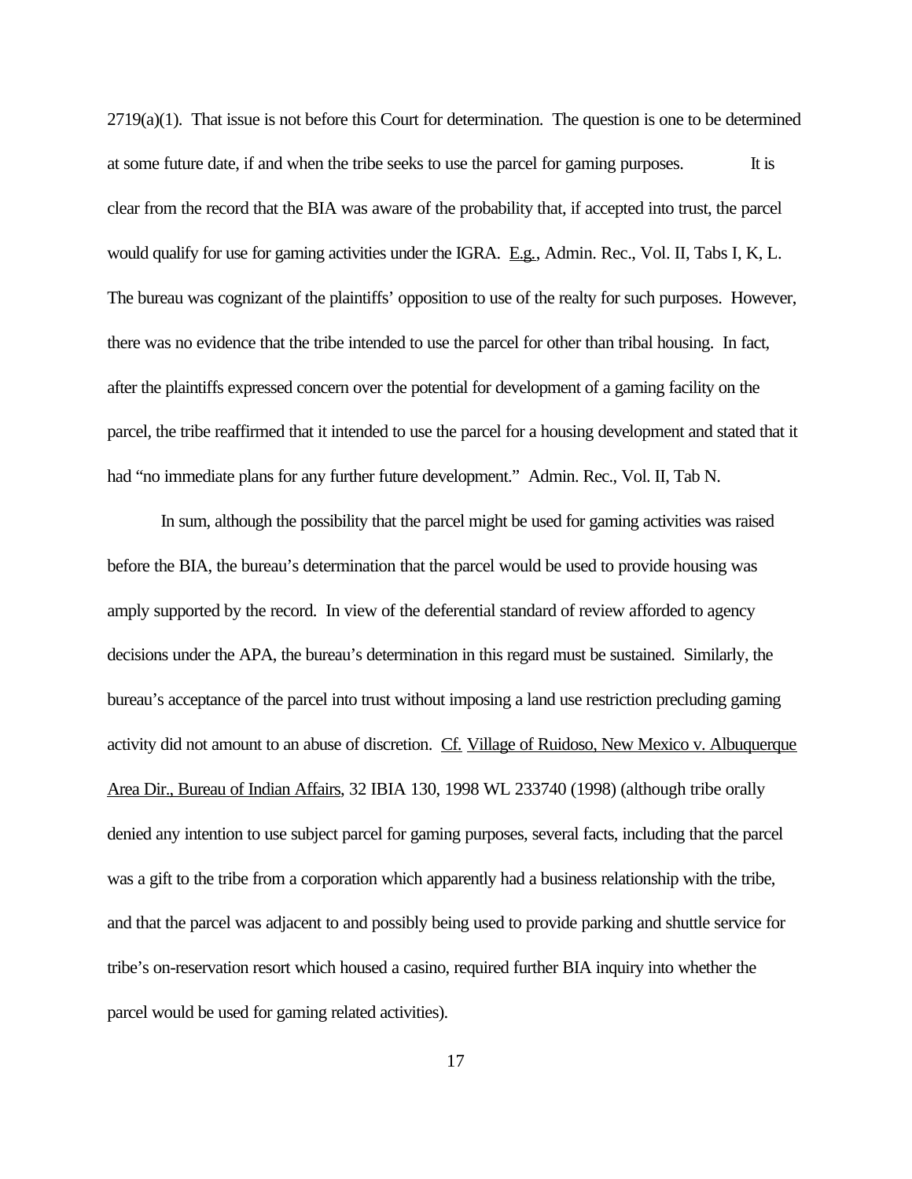2719(a)(1). That issue is not before this Court for determination. The question is one to be determined at some future date, if and when the tribe seeks to use the parcel for gaming purposes. It is clear from the record that the BIA was aware of the probability that, if accepted into trust, the parcel would qualify for use for gaming activities under the IGRA. E.g., Admin. Rec., Vol. II, Tabs I, K, L. The bureau was cognizant of the plaintiffs' opposition to use of the realty for such purposes. However, there was no evidence that the tribe intended to use the parcel for other than tribal housing. In fact, after the plaintiffs expressed concern over the potential for development of a gaming facility on the parcel, the tribe reaffirmed that it intended to use the parcel for a housing development and stated that it had "no immediate plans for any further future development." Admin. Rec., Vol. II, Tab N.

In sum, although the possibility that the parcel might be used for gaming activities was raised before the BIA, the bureau's determination that the parcel would be used to provide housing was amply supported by the record. In view of the deferential standard of review afforded to agency decisions under the APA, the bureau's determination in this regard must be sustained. Similarly, the bureau's acceptance of the parcel into trust without imposing a land use restriction precluding gaming activity did not amount to an abuse of discretion. Cf. Village of Ruidoso, New Mexico v. Albuquerque Area Dir., Bureau of Indian Affairs, 32 IBIA 130, 1998 WL 233740 (1998) (although tribe orally denied any intention to use subject parcel for gaming purposes, several facts, including that the parcel was a gift to the tribe from a corporation which apparently had a business relationship with the tribe, and that the parcel was adjacent to and possibly being used to provide parking and shuttle service for tribe's on-reservation resort which housed a casino, required further BIA inquiry into whether the parcel would be used for gaming related activities).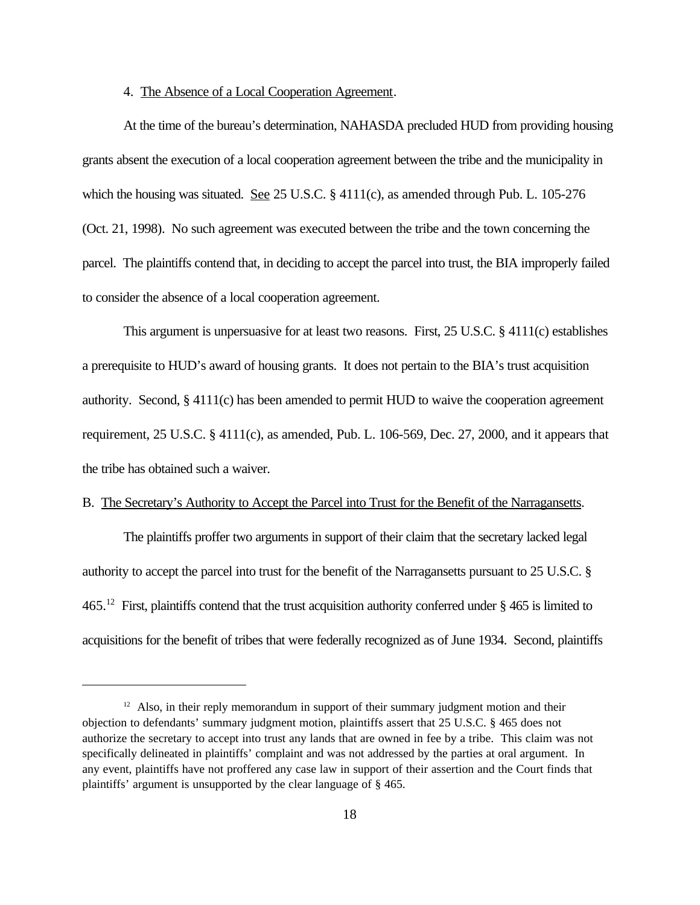4. <u>The Absence of a Local Cooperation Agreement</u>.

At the time of the bureau's determination, NAHASDA precluded HUD from providing housing grants absent the execution of a local cooperation agreement between the tribe and the municipality in which the housing was situated. <u>See</u> 25 U.S.C. § 4111(c), as amended through Pub. L. 105-276 (Oct. 21, 1998). No such agreement was executed between the tribe and the town concerning the parcel. The plaintiffs contend that, in deciding to accept the parcel into trust, the BIA improperly failed to consider the absence of a local cooperation agreement.

This argument is unpersuasive for at least two reasons. First, 25 U.S.C. § 4111(c) establishes a prerequisite to HUD's award of housing grants. It does not pertain to the BIA's trust acquisition authority. Second, § 4111(c) has been amended to permit HUD to waive the cooperation agreement requirement, 25 U.S.C. § 4111(c), as amended, Pub. L. 106-569, Dec. 27, 2000, and it appears that the tribe has obtained such a waiver.

B. <u>The Secretary's Authority to Accept the Parcel into Trust for the Benefit of the Narragansetts</u>.

The plaintiffs proffer two arguments in support of their claim that the secretary lacked legal authority to accept the parcel into trust for the benefit of the Narragansetts pursuant to 25 U.S.C. § 465.[12] First, plaintiffs contend that the trust acquisition authority conferred under § 465 is limited to acquisitions for the benefit of tribes that were federally recognized as of June 1934. Second, plaintiffs

---

[12] Also, in their reply memorandum in support of their summary judgment motion and their objection to defendants' summary judgment motion, plaintiffs assert that 25 U.S.C. § 465 does not authorize the secretary to accept into trust any lands that are owned in fee by a tribe. This claim was not specifically delineated in plaintiffs' complaint and was not addressed by the parties at oral argument. In any event, plaintiffs have not proffered any case law in support of their assertion and the Court finds that plaintiffs' argument is unsupported by the clear language of § 465.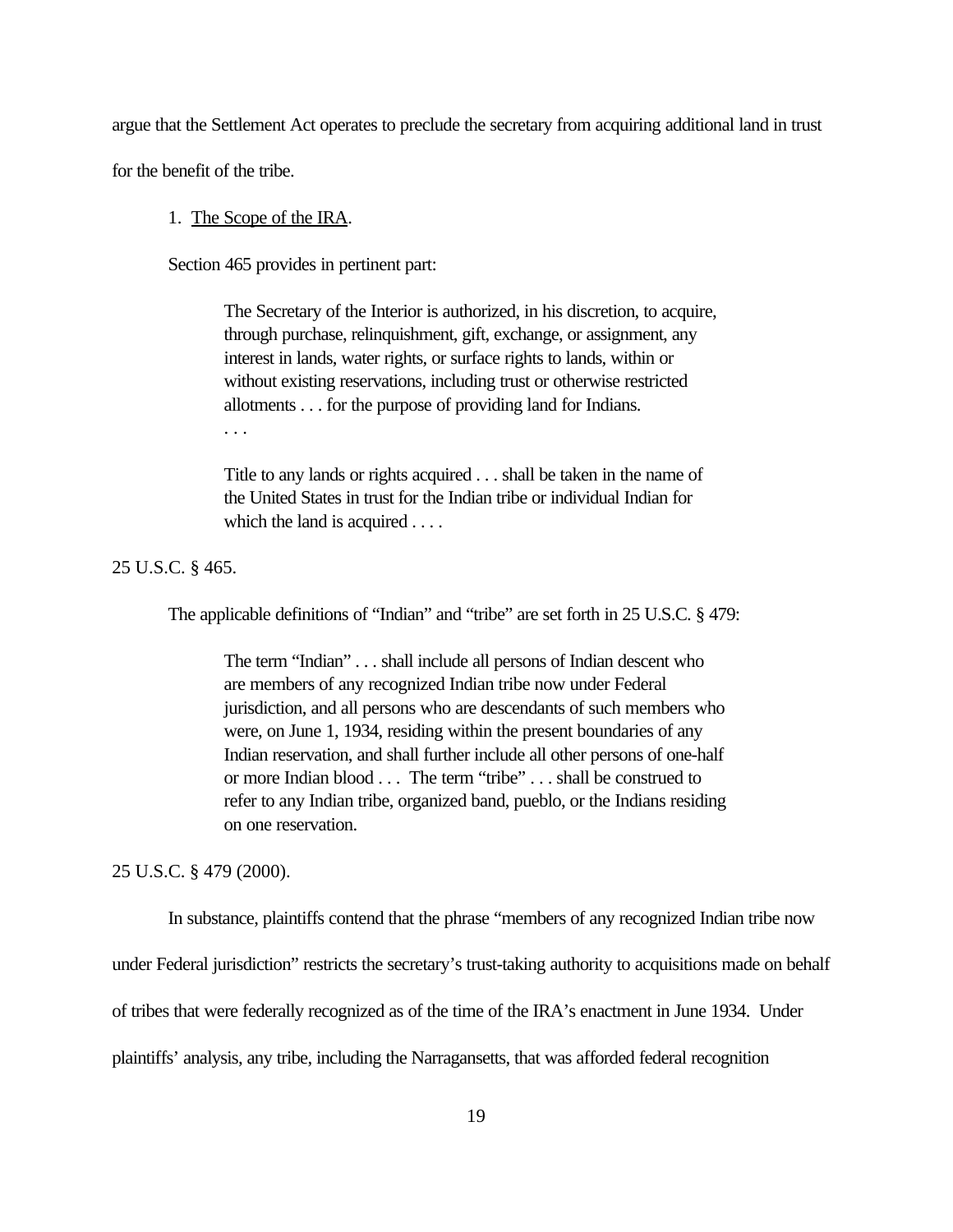argue that the Settlement Act operates to preclude the secretary from acquiring additional land in trust for the benefit of the tribe.

1. The Scope of the IRA.

Section 465 provides in pertinent part:

> The Secretary of the Interior is authorized, in his discretion, to acquire, through purchase, relinquishment, gift, exchange, or assignment, any interest in lands, water rights, or surface rights to lands, within or without existing reservations, including trust or otherwise restricted allotments . . . for the purpose of providing land for Indians.
> . . .
>
> Title to any lands or rights acquired . . . shall be taken in the name of the United States in trust for the Indian tribe or individual Indian for which the land is acquired . . . .

25 U.S.C. § 465.

The applicable definitions of "Indian" and "tribe" are set forth in 25 U.S.C. § 479:

> The term "Indian" . . . shall include all persons of Indian descent who are members of any recognized Indian tribe now under Federal jurisdiction, and all persons who are descendants of such members who were, on June 1, 1934, residing within the present boundaries of any Indian reservation, and shall further include all other persons of one-half or more Indian blood . . . The term "tribe" . . . shall be construed to refer to any Indian tribe, organized band, pueblo, or the Indians residing on one reservation.

25 U.S.C. § 479 (2000).

In substance, plaintiffs contend that the phrase "members of any recognized Indian tribe now under Federal jurisdiction" restricts the secretary's trust-taking authority to acquisitions made on behalf of tribes that were federally recognized as of the time of the IRA's enactment in June 1934. Under plaintiffs' analysis, any tribe, including the Narragansetts, that was afforded federal recognition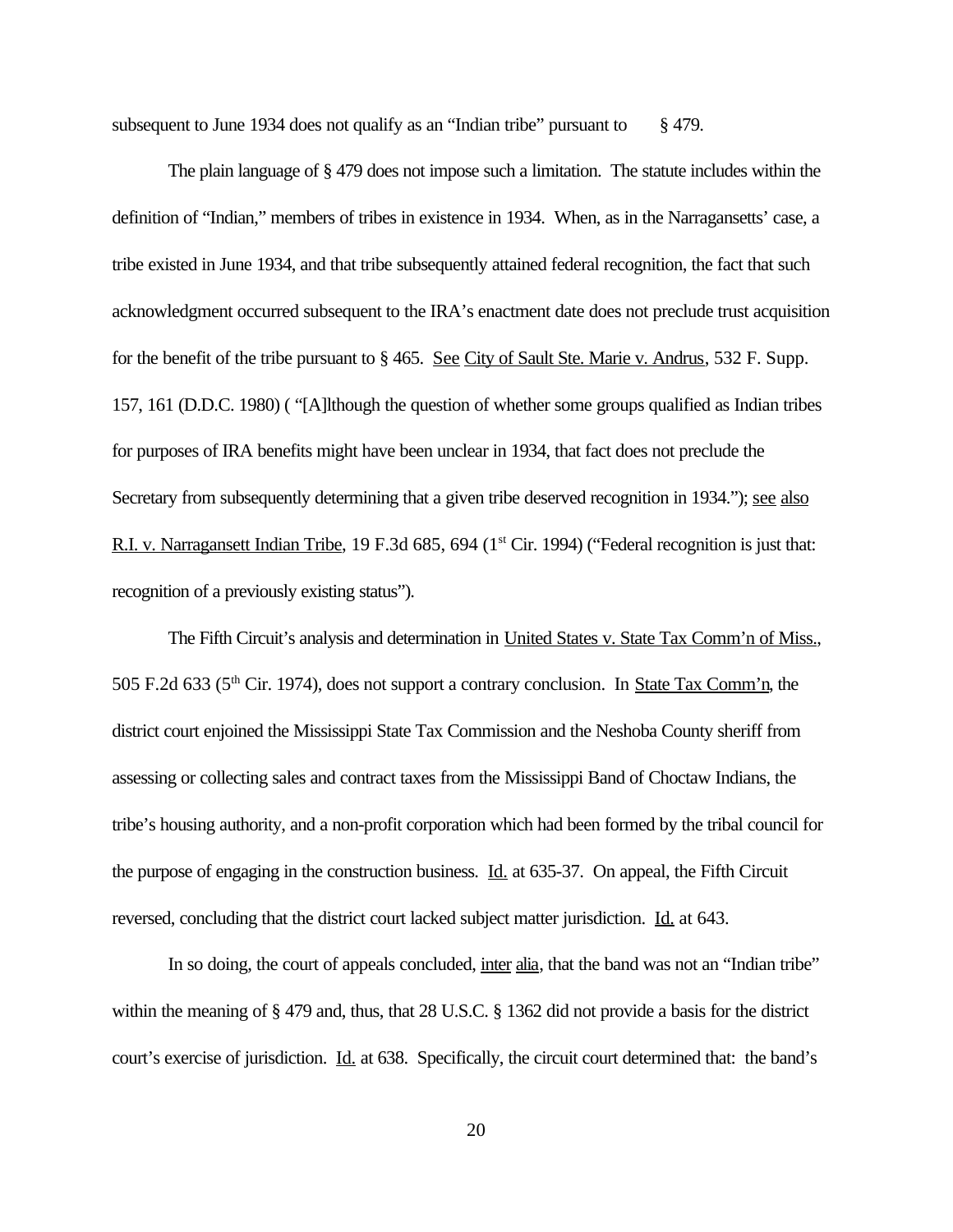subsequent to June 1934 does not qualify as an "Indian tribe" pursuant to § 479.

The plain language of § 479 does not impose such a limitation. The statute includes within the definition of "Indian," members of tribes in existence in 1934. When, as in the Narragansetts' case, a tribe existed in June 1934, and that tribe subsequently attained federal recognition, the fact that such acknowledgment occurred subsequent to the IRA's enactment date does not preclude trust acquisition for the benefit of the tribe pursuant to § 465. See City of Sault Ste. Marie v. Andrus, 532 F. Supp. 157, 161 (D.D.C. 1980) ( "[A]lthough the question of whether some groups qualified as Indian tribes for purposes of IRA benefits might have been unclear in 1934, that fact does not preclude the Secretary from subsequently determining that a given tribe deserved recognition in 1934."); see also R.I. v. Narragansett Indian Tribe, 19 F.3d 685, 694 (1st Cir. 1994) ("Federal recognition is just that: recognition of a previously existing status").

The Fifth Circuit's analysis and determination in United States v. State Tax Comm'n of Miss., 505 F.2d 633 (5th Cir. 1974), does not support a contrary conclusion. In State Tax Comm'n, the district court enjoined the Mississippi State Tax Commission and the Neshoba County sheriff from assessing or collecting sales and contract taxes from the Mississippi Band of Choctaw Indians, the tribe's housing authority, and a non-profit corporation which had been formed by the tribal council for the purpose of engaging in the construction business. Id. at 635-37. On appeal, the Fifth Circuit reversed, concluding that the district court lacked subject matter jurisdiction. Id. at 643.

In so doing, the court of appeals concluded, inter alia, that the band was not an "Indian tribe" within the meaning of § 479 and, thus, that 28 U.S.C. § 1362 did not provide a basis for the district court's exercise of jurisdiction. Id. at 638. Specifically, the circuit court determined that: the band's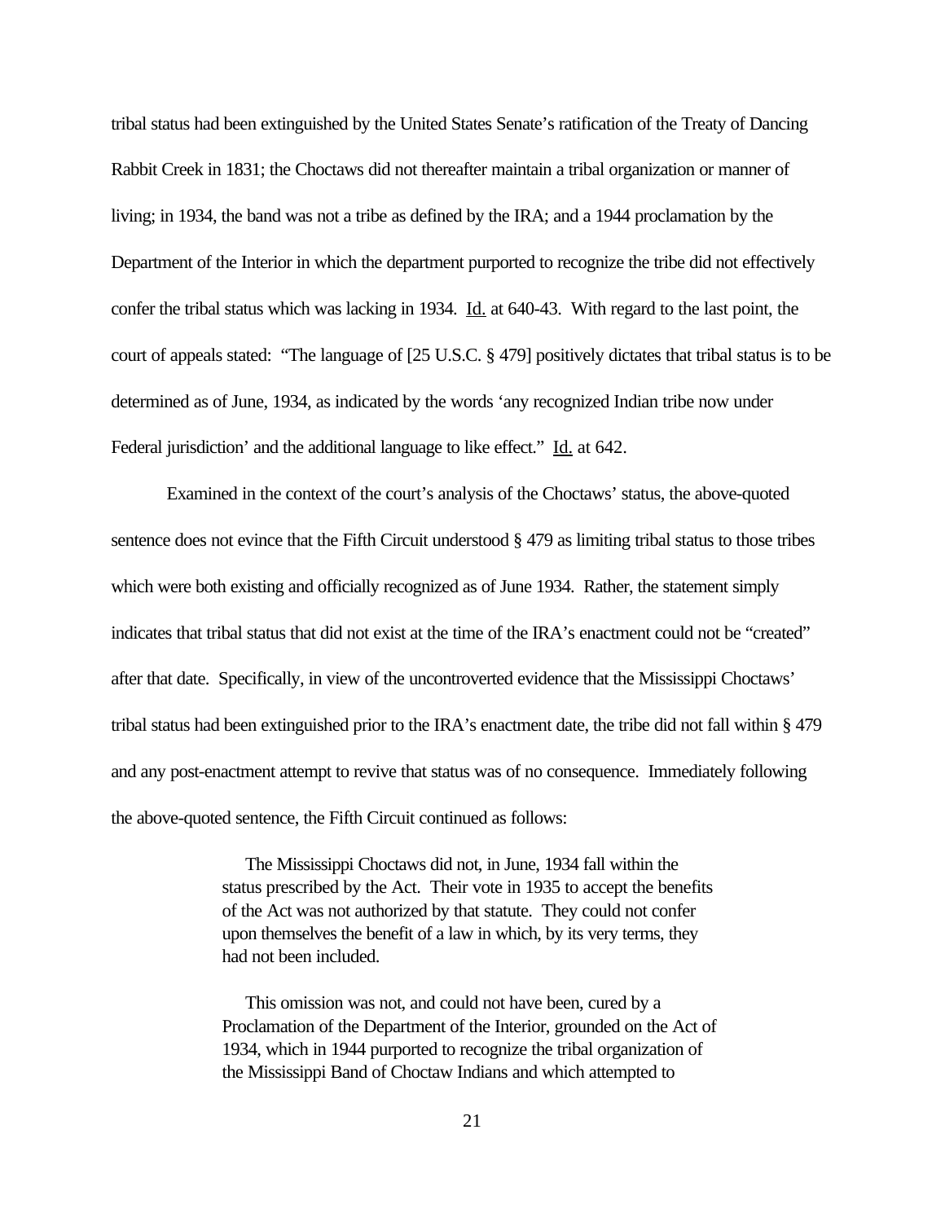tribal status had been extinguished by the United States Senate's ratification of the Treaty of Dancing Rabbit Creek in 1831; the Choctaws did not thereafter maintain a tribal organization or manner of living; in 1934, the band was not a tribe as defined by the IRA; and a 1944 proclamation by the Department of the Interior in which the department purported to recognize the tribe did not effectively confer the tribal status which was lacking in 1934. Id. at 640-43. With regard to the last point, the court of appeals stated: "The language of [25 U.S.C. § 479] positively dictates that tribal status is to be determined as of June, 1934, as indicated by the words 'any recognized Indian tribe now under Federal jurisdiction' and the additional language to like effect." Id. at 642.

Examined in the context of the court's analysis of the Choctaws' status, the above-quoted sentence does not evince that the Fifth Circuit understood § 479 as limiting tribal status to those tribes which were both existing and officially recognized as of June 1934. Rather, the statement simply indicates that tribal status that did not exist at the time of the IRA's enactment could not be "created" after that date. Specifically, in view of the uncontroverted evidence that the Mississippi Choctaws' tribal status had been extinguished prior to the IRA's enactment date, the tribe did not fall within § 479 and any post-enactment attempt to revive that status was of no consequence. Immediately following the above-quoted sentence, the Fifth Circuit continued as follows:

> The Mississippi Choctaws did not, in June, 1934 fall within the status prescribed by the Act. Their vote in 1935 to accept the benefits of the Act was not authorized by that statute. They could not confer upon themselves the benefit of a law in which, by its very terms, they had not been included.
>
> This omission was not, and could not have been, cured by a Proclamation of the Department of the Interior, grounded on the Act of 1934, which in 1944 purported to recognize the tribal organization of the Mississippi Band of Choctaw Indians and which attempted to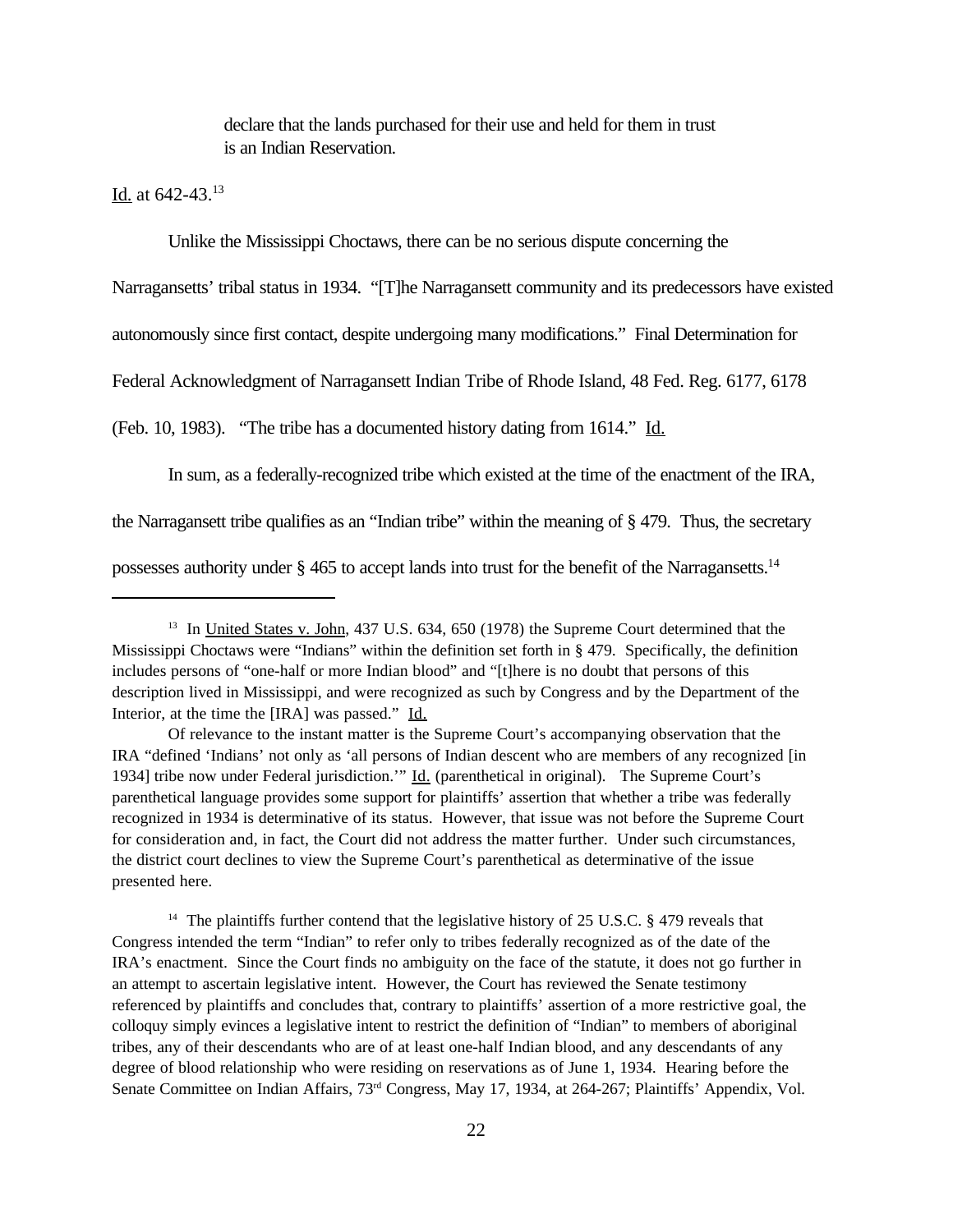> declare that the lands purchased for their use and held for them in trust is an Indian Reservation.

Id. at 642-43.[13]

Unlike the Mississippi Choctaws, there can be no serious dispute concerning the Narragansetts' tribal status in 1934. "[T]he Narragansett community and its predecessors have existed autonomously since first contact, despite undergoing many modifications." Final Determination for Federal Acknowledgment of Narragansett Indian Tribe of Rhode Island, 48 Fed. Reg. 6177, 6178 (Feb. 10, 1983). "The tribe has a documented history dating from 1614." Id.

In sum, as a federally-recognized tribe which existed at the time of the enactment of the IRA, the Narragansett tribe qualifies as an "Indian tribe" within the meaning of § 479. Thus, the secretary possesses authority under § 465 to accept lands into trust for the benefit of the Narragansetts.[14]

---

[13] In United States v. John, 437 U.S. 634, 650 (1978) the Supreme Court determined that the Mississippi Choctaws were "Indians" within the definition set forth in § 479. Specifically, the definition includes persons of "one-half or more Indian blood" and "[t]here is no doubt that persons of this description lived in Mississippi, and were recognized as such by Congress and by the Department of the Interior, at the time the [IRA] was passed." Id.

Of relevance to the instant matter is the Supreme Court's accompanying observation that the IRA "defined 'Indians' not only as 'all persons of Indian descent who are members of any recognized [in 1934] tribe now under Federal jurisdiction.'" Id. (parenthetical in original). The Supreme Court's parenthetical language provides some support for plaintiffs' assertion that whether a tribe was federally recognized in 1934 is determinative of its status. However, that issue was not before the Supreme Court for consideration and, in fact, the Court did not address the matter further. Under such circumstances, the district court declines to view the Supreme Court's parenthetical as determinative of the issue presented here.

[14] The plaintiffs further contend that the legislative history of 25 U.S.C. § 479 reveals that Congress intended the term "Indian" to refer only to tribes federally recognized as of the date of the IRA's enactment. Since the Court finds no ambiguity on the face of the statute, it does not go further in an attempt to ascertain legislative intent. However, the Court has reviewed the Senate testimony referenced by plaintiffs and concludes that, contrary to plaintiffs' assertion of a more restrictive goal, the colloquy simply evinces a legislative intent to restrict the definition of "Indian" to members of aboriginal tribes, any of their descendants who are of at least one-half Indian blood, and any descendants of any degree of blood relationship who were residing on reservations as of June 1, 1934. Hearing before the Senate Committee on Indian Affairs, 73rd Congress, May 17, 1934, at 264-267; Plaintiffs' Appendix, Vol.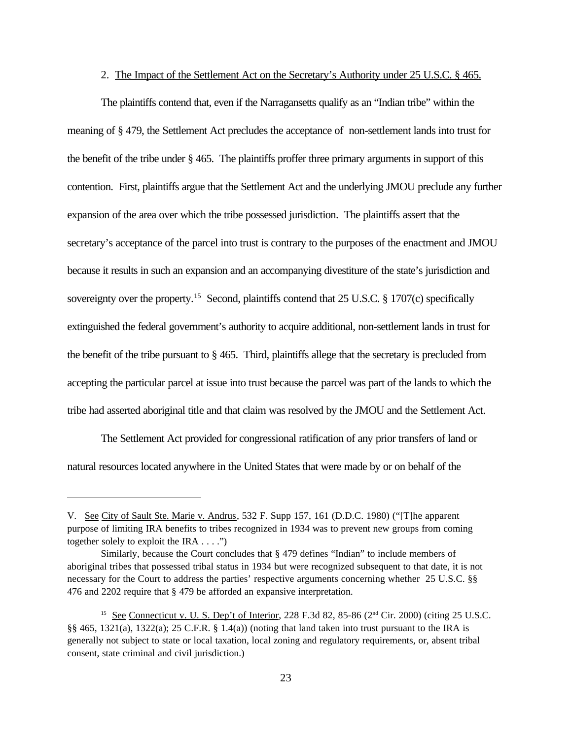2. The Impact of the Settlement Act on the Secretary's Authority under 25 U.S.C. § 465.

The plaintiffs contend that, even if the Narragansetts qualify as an "Indian tribe" within the meaning of § 479, the Settlement Act precludes the acceptance of non-settlement lands into trust for the benefit of the tribe under § 465. The plaintiffs proffer three primary arguments in support of this contention. First, plaintiffs argue that the Settlement Act and the underlying JMOU preclude any further expansion of the area over which the tribe possessed jurisdiction. The plaintiffs assert that the secretary's acceptance of the parcel into trust is contrary to the purposes of the enactment and JMOU because it results in such an expansion and an accompanying divestiture of the state's jurisdiction and sovereignty over the property.[15] Second, plaintiffs contend that 25 U.S.C. § 1707(c) specifically extinguished the federal government's authority to acquire additional, non-settlement lands in trust for the benefit of the tribe pursuant to § 465. Third, plaintiffs allege that the secretary is precluded from accepting the particular parcel at issue into trust because the parcel was part of the lands to which the tribe had asserted aboriginal title and that claim was resolved by the JMOU and the Settlement Act.

The Settlement Act provided for congressional ratification of any prior transfers of land or natural resources located anywhere in the United States that were made by or on behalf of the

---

V. See City of Sault Ste. Marie v. Andrus, 532 F. Supp 157, 161 (D.D.C. 1980) ("[T]he apparent purpose of limiting IRA benefits to tribes recognized in 1934 was to prevent new groups from coming together solely to exploit the IRA . . . .")

Similarly, because the Court concludes that § 479 defines "Indian" to include members of aboriginal tribes that possessed tribal status in 1934 but were recognized subsequent to that date, it is not necessary for the Court to address the parties' respective arguments concerning whether 25 U.S.C. §§ 476 and 2202 require that § 479 be afforded an expansive interpretation.

[15] See Connecticut v. U. S. Dep't of Interior, 228 F.3d 82, 85-86 (2nd Cir. 2000) (citing 25 U.S.C. §§ 465, 1321(a), 1322(a); 25 C.F.R. § 1.4(a)) (noting that land taken into trust pursuant to the IRA is generally not subject to state or local taxation, local zoning and regulatory requirements, or, absent tribal consent, state criminal and civil jurisdiction.)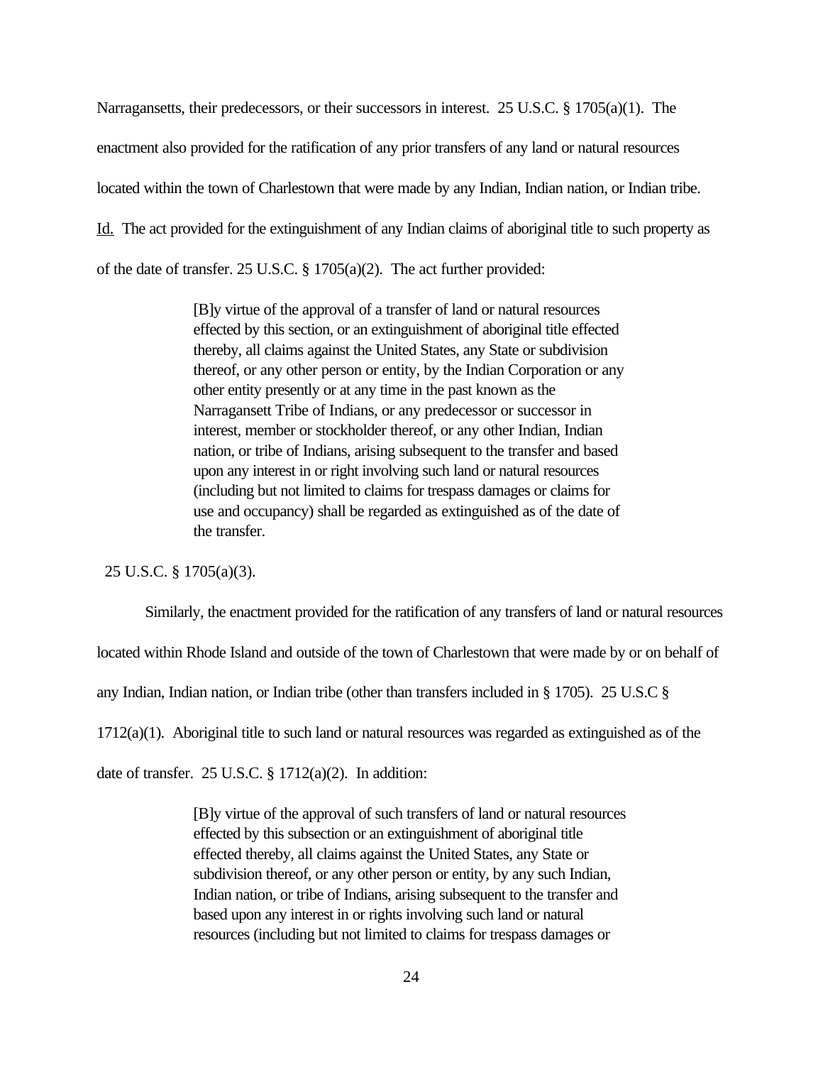Narragansetts, their predecessors, or their successors in interest. 25 U.S.C. § 1705(a)(1). The enactment also provided for the ratification of any prior transfers of any land or natural resources located within the town of Charlestown that were made by any Indian, Indian nation, or Indian tribe. Id. The act provided for the extinguishment of any Indian claims of aboriginal title to such property as of the date of transfer. 25 U.S.C. § 1705(a)(2). The act further provided:

> [B]y virtue of the approval of a transfer of land or natural resources effected by this section, or an extinguishment of aboriginal title effected thereby, all claims against the United States, any State or subdivision thereof, or any other person or entity, by the Indian Corporation or any other entity presently or at any time in the past known as the Narragansett Tribe of Indians, or any predecessor or successor in interest, member or stockholder thereof, or any other Indian, Indian nation, or tribe of Indians, arising subsequent to the transfer and based upon any interest in or right involving such land or natural resources (including but not limited to claims for trespass damages or claims for use and occupancy) shall be regarded as extinguished as of the date of the transfer.

25 U.S.C. § 1705(a)(3).

Similarly, the enactment provided for the ratification of any transfers of land or natural resources located within Rhode Island and outside of the town of Charlestown that were made by or on behalf of any Indian, Indian nation, or Indian tribe (other than transfers included in § 1705). 25 U.S.C § 1712(a)(1). Aboriginal title to such land or natural resources was regarded as extinguished as of the date of transfer. 25 U.S.C. § 1712(a)(2). In addition:

> [B]y virtue of the approval of such transfers of land or natural resources effected by this subsection or an extinguishment of aboriginal title effected thereby, all claims against the United States, any State or subdivision thereof, or any other person or entity, by any such Indian, Indian nation, or tribe of Indians, arising subsequent to the transfer and based upon any interest in or rights involving such land or natural resources (including but not limited to claims for trespass damages or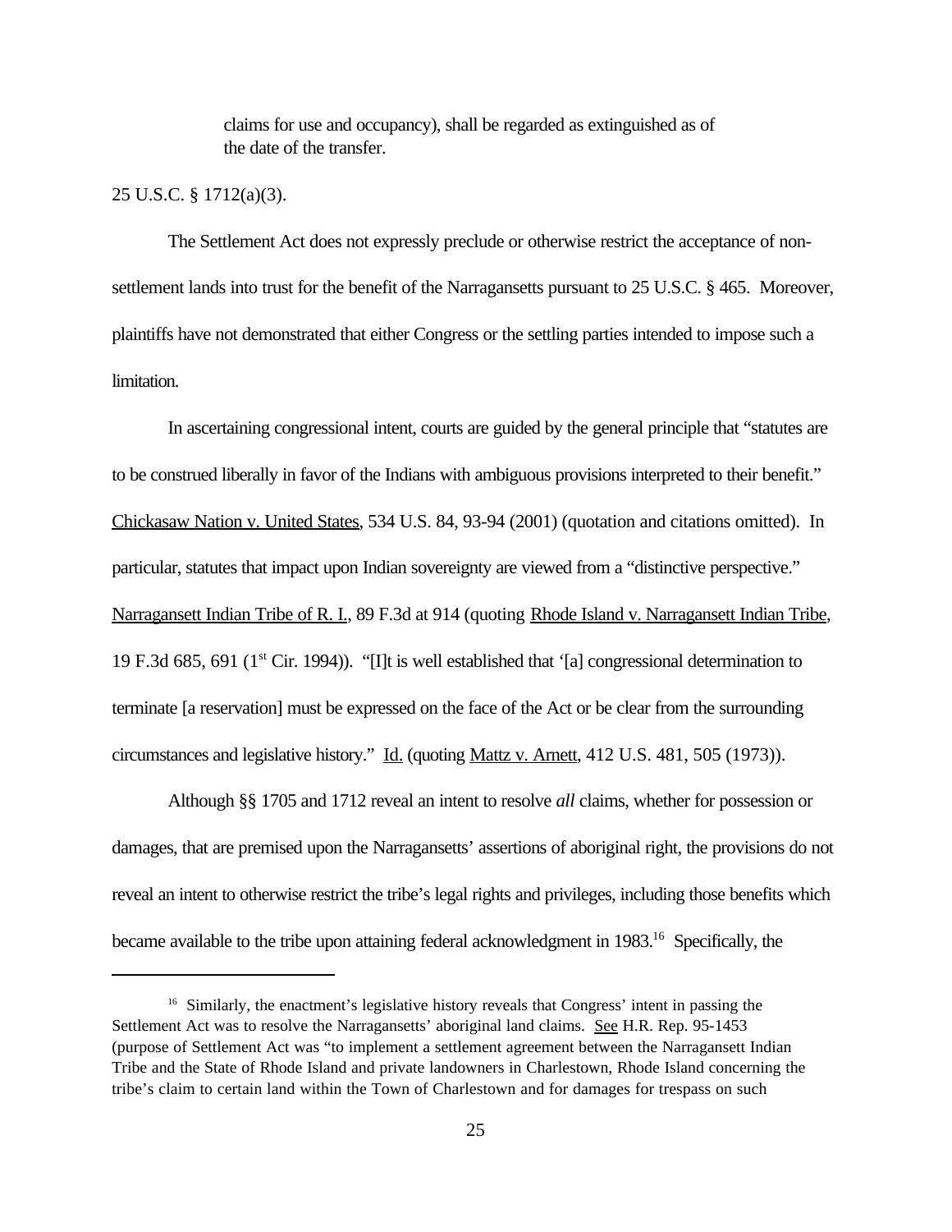> claims for use and occupancy), shall be regarded as extinguished as of the date of the transfer.

25 U.S.C. § 1712(a)(3).

The Settlement Act does not expressly preclude or otherwise restrict the acceptance of non-settlement lands into trust for the benefit of the Narragansetts pursuant to 25 U.S.C. § 465. Moreover, plaintiffs have not demonstrated that either Congress or the settling parties intended to impose such a limitation.

In ascertaining congressional intent, courts are guided by the general principle that "statutes are to be construed liberally in favor of the Indians with ambiguous provisions interpreted to their benefit." Chickasaw Nation v. United States, 534 U.S. 84, 93-94 (2001) (quotation and citations omitted). In particular, statutes that impact upon Indian sovereignty are viewed from a "distinctive perspective." Narragansett Indian Tribe of R. I., 89 F.3d at 914 (quoting Rhode Island v. Narragansett Indian Tribe, 19 F.3d 685, 691 (1st Cir. 1994)). "[I]t is well established that '[a] congressional determination to terminate [a reservation] must be expressed on the face of the Act or be clear from the surrounding circumstances and legislative history." Id. (quoting Mattz v. Arnett, 412 U.S. 481, 505 (1973)).

Although §§ 1705 and 1712 reveal an intent to resolve *all* claims, whether for possession or damages, that are premised upon the Narragansetts' assertions of aboriginal right, the provisions do not reveal an intent to otherwise restrict the tribe's legal rights and privileges, including those benefits which became available to the tribe upon attaining federal acknowledgment in 1983.[16] Specifically, the

---

[16] Similarly, the enactment's legislative history reveals that Congress' intent in passing the Settlement Act was to resolve the Narragansetts' aboriginal land claims. See H.R. Rep. 95-1453 (purpose of Settlement Act was "to implement a settlement agreement between the Narragansett Indian Tribe and the State of Rhode Island and private landowners in Charlestown, Rhode Island concerning the tribe's claim to certain land within the Town of Charlestown and for damages for trespass on such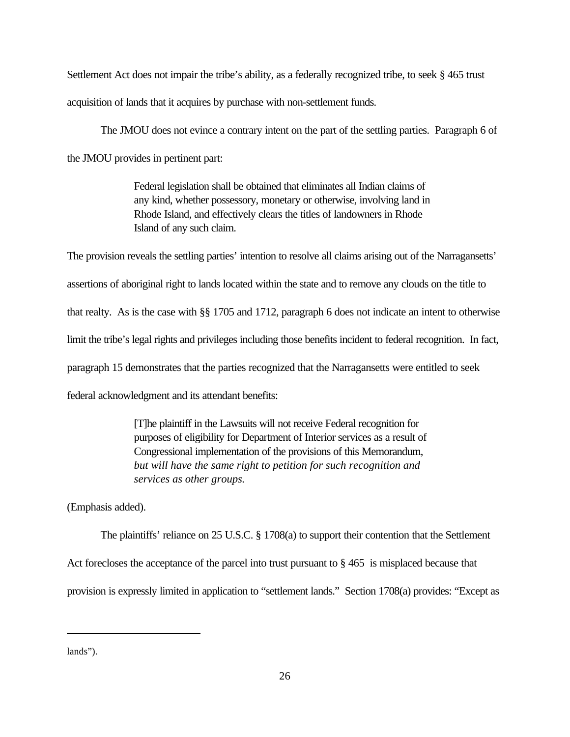Settlement Act does not impair the tribe's ability, as a federally recognized tribe, to seek § 465 trust acquisition of lands that it acquires by purchase with non-settlement funds.

The JMOU does not evince a contrary intent on the part of the settling parties. Paragraph 6 of the JMOU provides in pertinent part:

> Federal legislation shall be obtained that eliminates all Indian claims of any kind, whether possessory, monetary or otherwise, involving land in Rhode Island, and effectively clears the titles of landowners in Rhode Island of any such claim.

The provision reveals the settling parties' intention to resolve all claims arising out of the Narragansetts' assertions of aboriginal right to lands located within the state and to remove any clouds on the title to that realty. As is the case with §§ 1705 and 1712, paragraph 6 does not indicate an intent to otherwise limit the tribe's legal rights and privileges including those benefits incident to federal recognition. In fact, paragraph 15 demonstrates that the parties recognized that the Narragansetts were entitled to seek federal acknowledgment and its attendant benefits:

> [T]he plaintiff in the Lawsuits will not receive Federal recognition for purposes of eligibility for Department of Interior services as a result of Congressional implementation of the provisions of this Memorandum, *but will have the same right to petition for such recognition and services as other groups.*

(Emphasis added).

The plaintiffs' reliance on 25 U.S.C. § 1708(a) to support their contention that the Settlement Act forecloses the acceptance of the parcel into trust pursuant to § 465 is misplaced because that provision is expressly limited in application to "settlement lands." Section 1708(a) provides: "Except as

---

lands").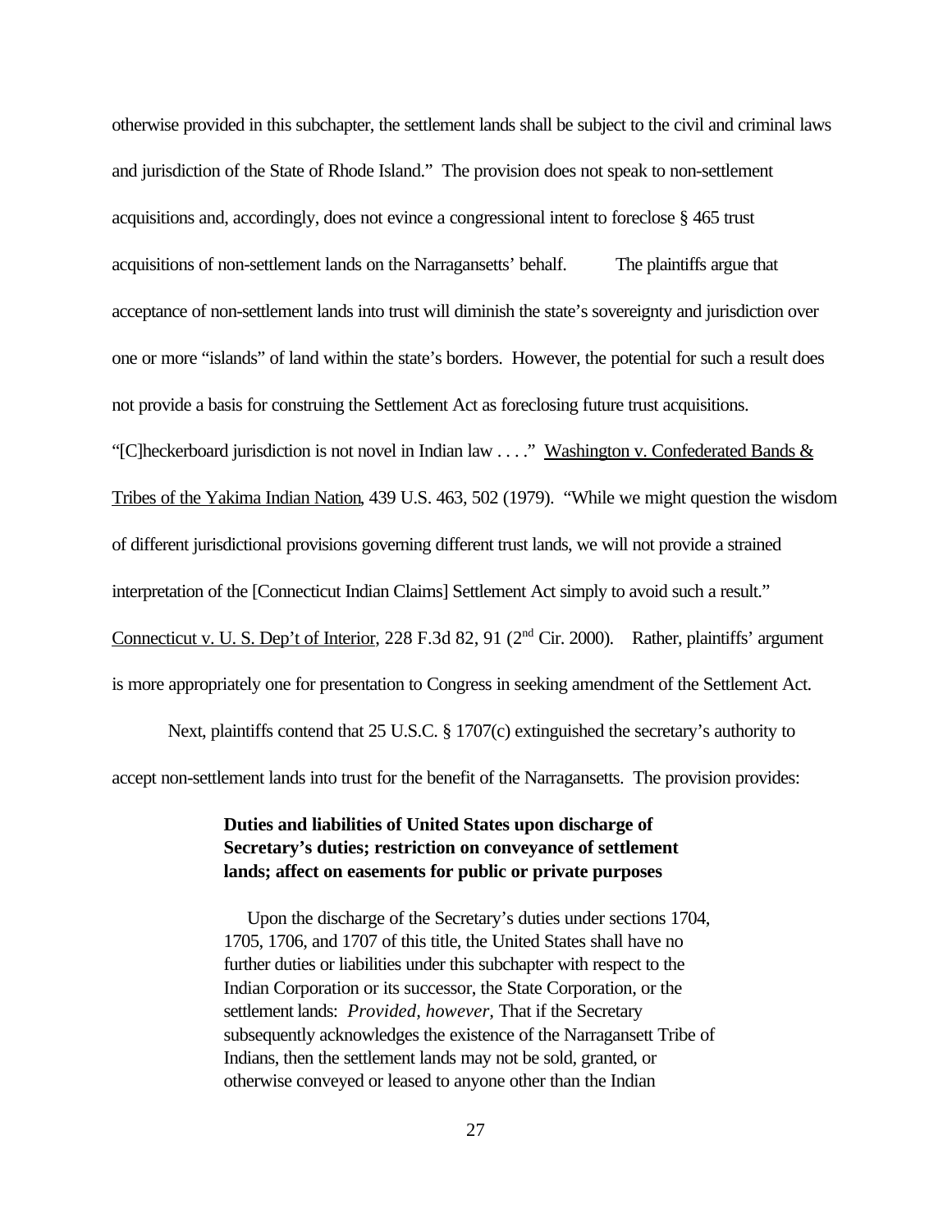otherwise provided in this subchapter, the settlement lands shall be subject to the civil and criminal laws and jurisdiction of the State of Rhode Island." The provision does not speak to non-settlement acquisitions and, accordingly, does not evince a congressional intent to foreclose § 465 trust acquisitions of non-settlement lands on the Narragansetts' behalf. The plaintiffs argue that acceptance of non-settlement lands into trust will diminish the state's sovereignty and jurisdiction over one or more "islands" of land within the state's borders. However, the potential for such a result does not provide a basis for construing the Settlement Act as foreclosing future trust acquisitions. "[C]heckerboard jurisdiction is not novel in Indian law . . . ." Washington v. Confederated Bands & Tribes of the Yakima Indian Nation, 439 U.S. 463, 502 (1979). "While we might question the wisdom of different jurisdictional provisions governing different trust lands, we will not provide a strained interpretation of the [Connecticut Indian Claims] Settlement Act simply to avoid such a result." Connecticut v. U. S. Dep't of Interior, 228 F.3d 82, 91 (2nd Cir. 2000). Rather, plaintiffs' argument is more appropriately one for presentation to Congress in seeking amendment of the Settlement Act.

Next, plaintiffs contend that 25 U.S.C. § 1707(c) extinguished the secretary's authority to accept non-settlement lands into trust for the benefit of the Narragansetts. The provision provides:

> **Duties and liabilities of United States upon discharge of Secretary's duties; restriction on conveyance of settlement lands; affect on easements for public or private purposes**
>
> Upon the discharge of the Secretary's duties under sections 1704, 1705, 1706, and 1707 of this title, the United States shall have no further duties or liabilities under this subchapter with respect to the Indian Corporation or its successor, the State Corporation, or the settlement lands: *Provided, however,* That if the Secretary subsequently acknowledges the existence of the Narragansett Tribe of Indians, then the settlement lands may not be sold, granted, or otherwise conveyed or leased to anyone other than the Indian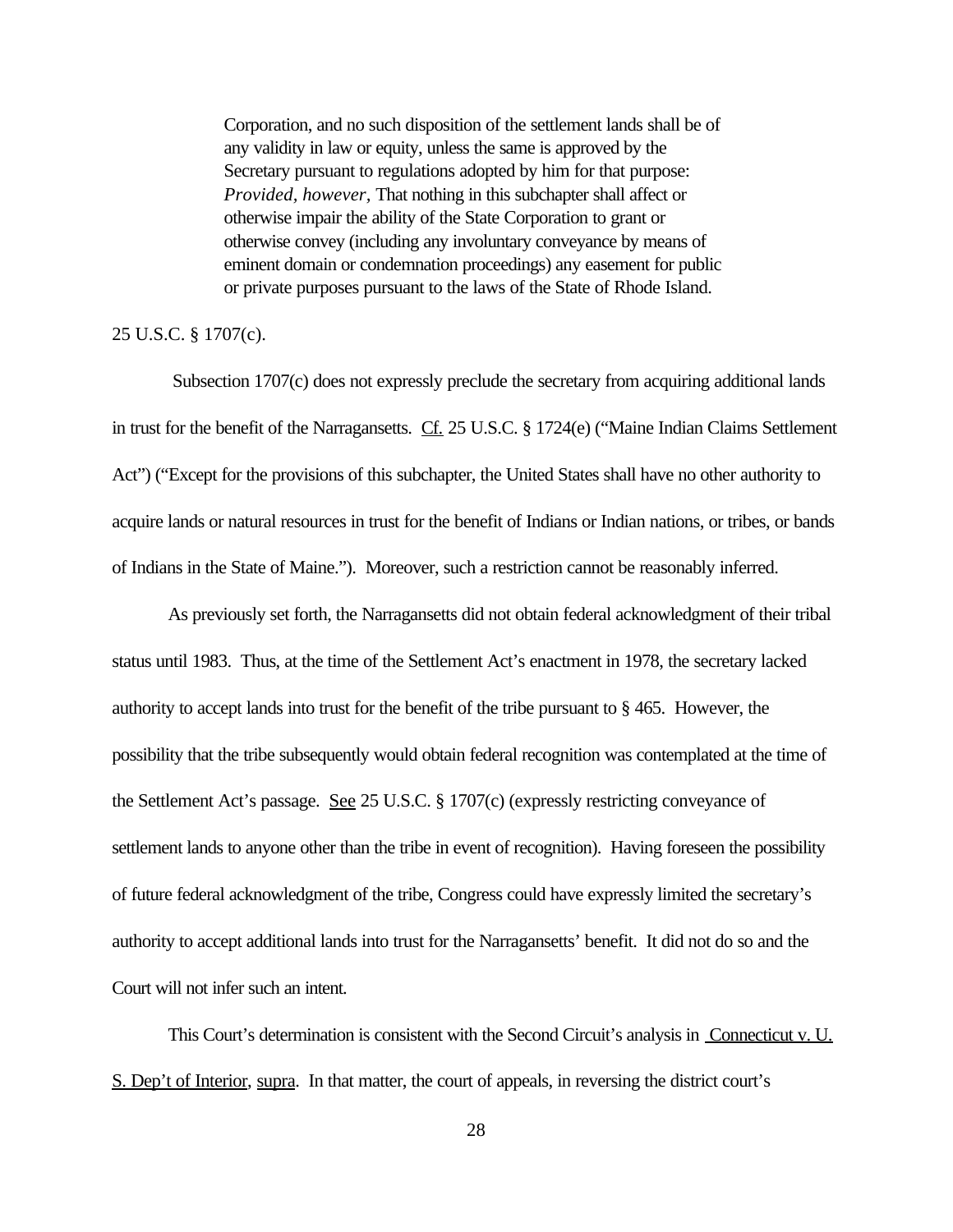> Corporation, and no such disposition of the settlement lands shall be of any validity in law or equity, unless the same is approved by the Secretary pursuant to regulations adopted by him for that purpose: *Provided, however,* That nothing in this subchapter shall affect or otherwise impair the ability of the State Corporation to grant or otherwise convey (including any involuntary conveyance by means of eminent domain or condemnation proceedings) any easement for public or private purposes pursuant to the laws of the State of Rhode Island.

25 U.S.C. § 1707(c).

Subsection 1707(c) does not expressly preclude the secretary from acquiring additional lands in trust for the benefit of the Narragansetts. Cf. 25 U.S.C. § 1724(e) ("Maine Indian Claims Settlement Act") ("Except for the provisions of this subchapter, the United States shall have no other authority to acquire lands or natural resources in trust for the benefit of Indians or Indian nations, or tribes, or bands of Indians in the State of Maine."). Moreover, such a restriction cannot be reasonably inferred.

As previously set forth, the Narragansetts did not obtain federal acknowledgment of their tribal status until 1983. Thus, at the time of the Settlement Act's enactment in 1978, the secretary lacked authority to accept lands into trust for the benefit of the tribe pursuant to § 465. However, the possibility that the tribe subsequently would obtain federal recognition was contemplated at the time of the Settlement Act's passage. See 25 U.S.C. § 1707(c) (expressly restricting conveyance of settlement lands to anyone other than the tribe in event of recognition). Having foreseen the possibility of future federal acknowledgment of the tribe, Congress could have expressly limited the secretary's authority to accept additional lands into trust for the Narragansetts' benefit. It did not do so and the Court will not infer such an intent.

This Court's determination is consistent with the Second Circuit's analysis in Connecticut v. U. S. Dep't of Interior, supra. In that matter, the court of appeals, in reversing the district court's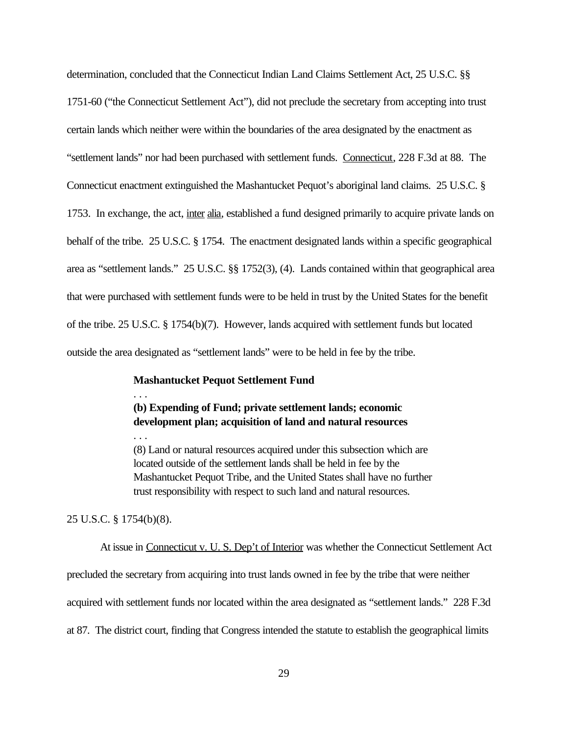determination, concluded that the Connecticut Indian Land Claims Settlement Act, 25 U.S.C. §§ 1751-60 ("the Connecticut Settlement Act"), did not preclude the secretary from accepting into trust certain lands which neither were within the boundaries of the area designated by the enactment as "settlement lands" nor had been purchased with settlement funds. Connecticut, 228 F.3d at 88. The Connecticut enactment extinguished the Mashantucket Pequot's aboriginal land claims. 25 U.S.C. § 1753. In exchange, the act, inter alia, established a fund designed primarily to acquire private lands on behalf of the tribe. 25 U.S.C. § 1754. The enactment designated lands within a specific geographical area as "settlement lands." 25 U.S.C. §§ 1752(3), (4). Lands contained within that geographical area that were purchased with settlement funds were to be held in trust by the United States for the benefit of the tribe. 25 U.S.C. § 1754(b)(7). However, lands acquired with settlement funds but located outside the area designated as "settlement lands" were to be held in fee by the tribe.

> **Mashantucket Pequot Settlement Fund**
>
> . . .
>
> **(b) Expending of Fund; private settlement lands; economic development plan; acquisition of land and natural resources**
>
> . . .
>
> (8) Land or natural resources acquired under this subsection which are located outside of the settlement lands shall be held in fee by the Mashantucket Pequot Tribe, and the United States shall have no further trust responsibility with respect to such land and natural resources.

25 U.S.C. § 1754(b)(8).

At issue in Connecticut v. U. S. Dep't of Interior was whether the Connecticut Settlement Act precluded the secretary from acquiring into trust lands owned in fee by the tribe that were neither acquired with settlement funds nor located within the area designated as "settlement lands." 228 F.3d at 87. The district court, finding that Congress intended the statute to establish the geographical limits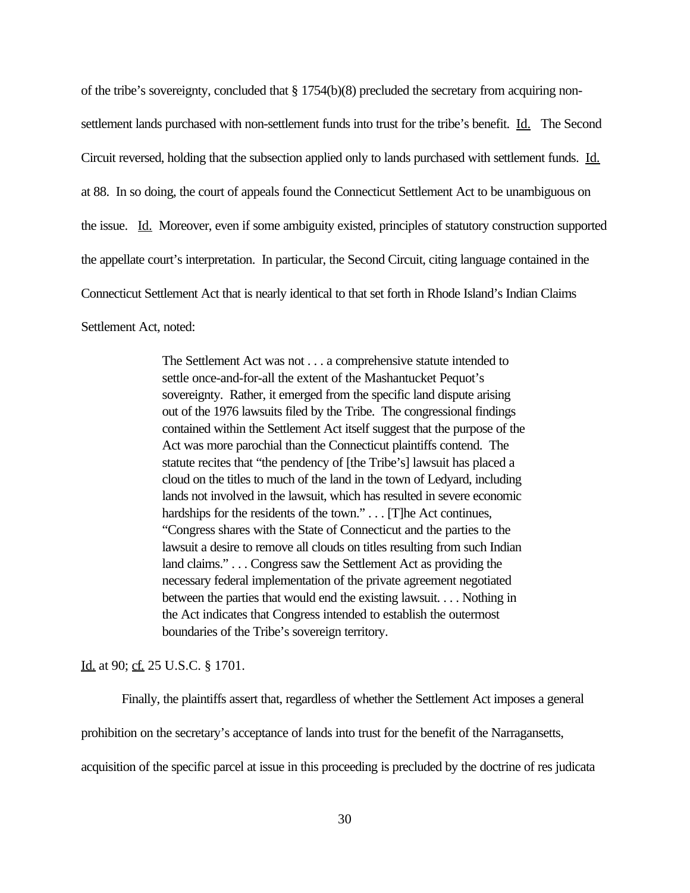of the tribe's sovereignty, concluded that § 1754(b)(8) precluded the secretary from acquiring non-settlement lands purchased with non-settlement funds into trust for the tribe's benefit. Id. The Second Circuit reversed, holding that the subsection applied only to lands purchased with settlement funds. Id. at 88. In so doing, the court of appeals found the Connecticut Settlement Act to be unambiguous on the issue. Id. Moreover, even if some ambiguity existed, principles of statutory construction supported the appellate court's interpretation. In particular, the Second Circuit, citing language contained in the Connecticut Settlement Act that is nearly identical to that set forth in Rhode Island's Indian Claims Settlement Act, noted:

> The Settlement Act was not . . . a comprehensive statute intended to settle once-and-for-all the extent of the Mashantucket Pequot's sovereignty. Rather, it emerged from the specific land dispute arising out of the 1976 lawsuits filed by the Tribe. The congressional findings contained within the Settlement Act itself suggest that the purpose of the Act was more parochial than the Connecticut plaintiffs contend. The statute recites that "the pendency of [the Tribe's] lawsuit has placed a cloud on the titles to much of the land in the town of Ledyard, including lands not involved in the lawsuit, which has resulted in severe economic hardships for the residents of the town." . . . [T]he Act continues, "Congress shares with the State of Connecticut and the parties to the lawsuit a desire to remove all clouds on titles resulting from such Indian land claims." . . . Congress saw the Settlement Act as providing the necessary federal implementation of the private agreement negotiated between the parties that would end the existing lawsuit. . . . Nothing in the Act indicates that Congress intended to establish the outermost boundaries of the Tribe's sovereign territory.

Id. at 90; cf. 25 U.S.C. § 1701.

Finally, the plaintiffs assert that, regardless of whether the Settlement Act imposes a general prohibition on the secretary's acceptance of lands into trust for the benefit of the Narragansetts, acquisition of the specific parcel at issue in this proceeding is precluded by the doctrine of res judicata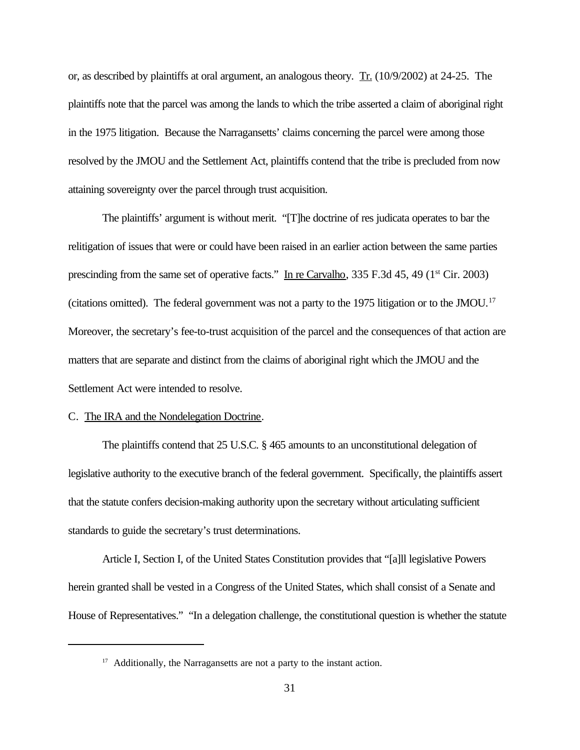or, as described by plaintiffs at oral argument, an analogous theory. Tr. (10/9/2002) at 24-25. The plaintiffs note that the parcel was among the lands to which the tribe asserted a claim of aboriginal right in the 1975 litigation. Because the Narragansetts' claims concerning the parcel were among those resolved by the JMOU and the Settlement Act, plaintiffs contend that the tribe is precluded from now attaining sovereignty over the parcel through trust acquisition.

The plaintiffs' argument is without merit. "[T]he doctrine of res judicata operates to bar the relitigation of issues that were or could have been raised in an earlier action between the same parties prescinding from the same set of operative facts." In re Carvalho, 335 F.3d 45, 49 (1st Cir. 2003) (citations omitted). The federal government was not a party to the 1975 litigation or to the JMOU.[17] Moreover, the secretary's fee-to-trust acquisition of the parcel and the consequences of that action are matters that are separate and distinct from the claims of aboriginal right which the JMOU and the Settlement Act were intended to resolve.

C. The IRA and the Nondelegation Doctrine.

The plaintiffs contend that 25 U.S.C. § 465 amounts to an unconstitutional delegation of legislative authority to the executive branch of the federal government. Specifically, the plaintiffs assert that the statute confers decision-making authority upon the secretary without articulating sufficient standards to guide the secretary's trust determinations.

Article I, Section I, of the United States Constitution provides that "[a]ll legislative Powers herein granted shall be vested in a Congress of the United States, which shall consist of a Senate and House of Representatives." "In a delegation challenge, the constitutional question is whether the statute

[17] Additionally, the Narragansetts are not a party to the instant action.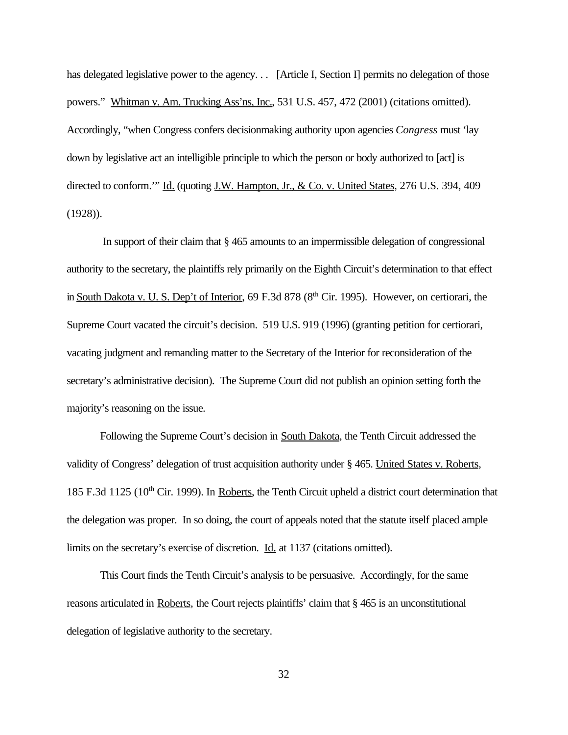has delegated legislative power to the agency. . . [Article I, Section I] permits no delegation of those powers." Whitman v. Am. Trucking Ass'ns, Inc., 531 U.S. 457, 472 (2001) (citations omitted). Accordingly, "when Congress confers decisionmaking authority upon agencies *Congress* must 'lay down by legislative act an intelligible principle to which the person or body authorized to [act] is directed to conform.'" Id. (quoting J.W. Hampton, Jr., & Co. v. United States, 276 U.S. 394, 409 (1928)).

In support of their claim that § 465 amounts to an impermissible delegation of congressional authority to the secretary, the plaintiffs rely primarily on the Eighth Circuit's determination to that effect in South Dakota v. U. S. Dep't of Interior, 69 F.3d 878 (8th Cir. 1995). However, on certiorari, the Supreme Court vacated the circuit's decision. 519 U.S. 919 (1996) (granting petition for certiorari, vacating judgment and remanding matter to the Secretary of the Interior for reconsideration of the secretary's administrative decision). The Supreme Court did not publish an opinion setting forth the majority's reasoning on the issue.

Following the Supreme Court's decision in South Dakota, the Tenth Circuit addressed the validity of Congress' delegation of trust acquisition authority under § 465. United States v. Roberts, 185 F.3d 1125 (10th Cir. 1999). In Roberts, the Tenth Circuit upheld a district court determination that the delegation was proper. In so doing, the court of appeals noted that the statute itself placed ample limits on the secretary's exercise of discretion. Id. at 1137 (citations omitted).

This Court finds the Tenth Circuit's analysis to be persuasive. Accordingly, for the same reasons articulated in Roberts, the Court rejects plaintiffs' claim that § 465 is an unconstitutional delegation of legislative authority to the secretary.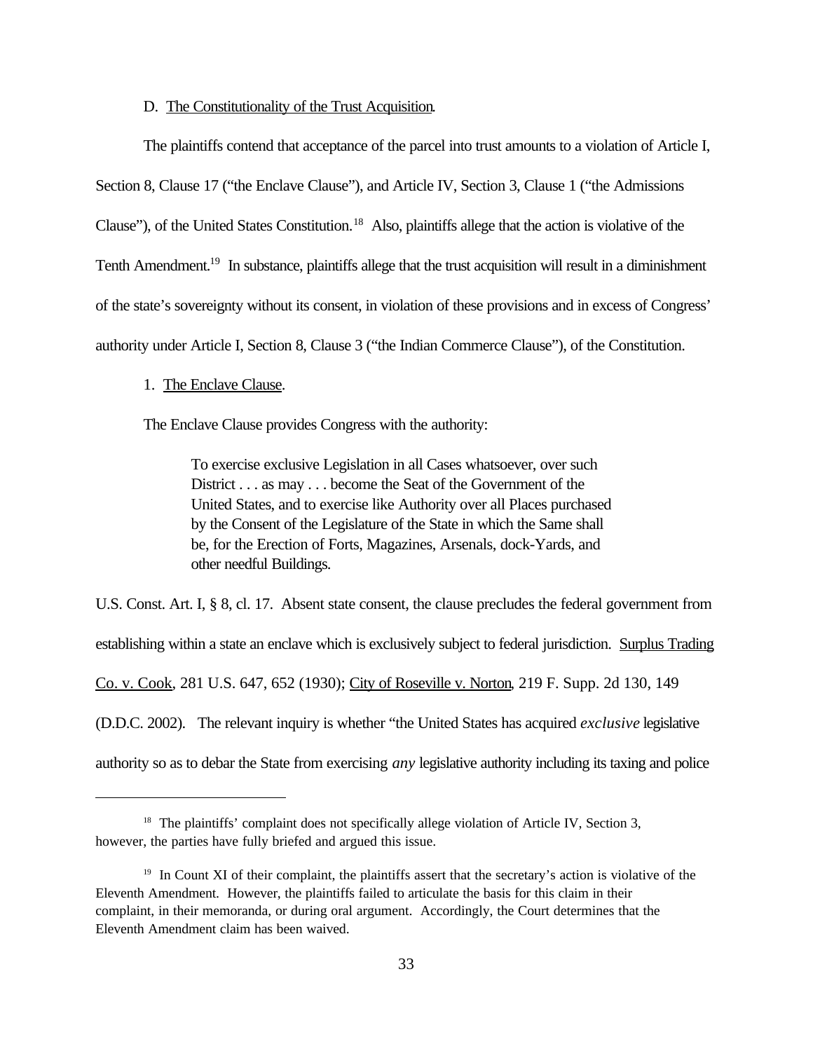D. <u>The Constitutionality of the Trust Acquisition</u>.

The plaintiffs contend that acceptance of the parcel into trust amounts to a violation of Article I, Section 8, Clause 17 ("the Enclave Clause"), and Article IV, Section 3, Clause 1 ("the Admissions Clause"), of the United States Constitution.[18] Also, plaintiffs allege that the action is violative of the Tenth Amendment.[19] In substance, plaintiffs allege that the trust acquisition will result in a diminishment of the state's sovereignty without its consent, in violation of these provisions and in excess of Congress' authority under Article I, Section 8, Clause 3 ("the Indian Commerce Clause"), of the Constitution.

1. <u>The Enclave Clause</u>.

The Enclave Clause provides Congress with the authority:

> To exercise exclusive Legislation in all Cases whatsoever, over such District . . . as may . . . become the Seat of the Government of the United States, and to exercise like Authority over all Places purchased by the Consent of the Legislature of the State in which the Same shall be, for the Erection of Forts, Magazines, Arsenals, dock-Yards, and other needful Buildings.

U.S. Const. Art. I, § 8, cl. 17. Absent state consent, the clause precludes the federal government from establishing within a state an enclave which is exclusively subject to federal jurisdiction. <u>Surplus Trading Co. v. Cook</u>, 281 U.S. 647, 652 (1930); <u>City of Roseville v. Norton</u>, 219 F. Supp. 2d 130, 149 (D.D.C. 2002). The relevant inquiry is whether "the United States has acquired *exclusive* legislative authority so as to debar the State from exercising *any* legislative authority including its taxing and police

---

[18] The plaintiffs' complaint does not specifically allege violation of Article IV, Section 3, however, the parties have fully briefed and argued this issue.

[19] In Count XI of their complaint, the plaintiffs assert that the secretary's action is violative of the Eleventh Amendment. However, the plaintiffs failed to articulate the basis for this claim in their complaint, in their memoranda, or during oral argument. Accordingly, the Court determines that the Eleventh Amendment claim has been waived.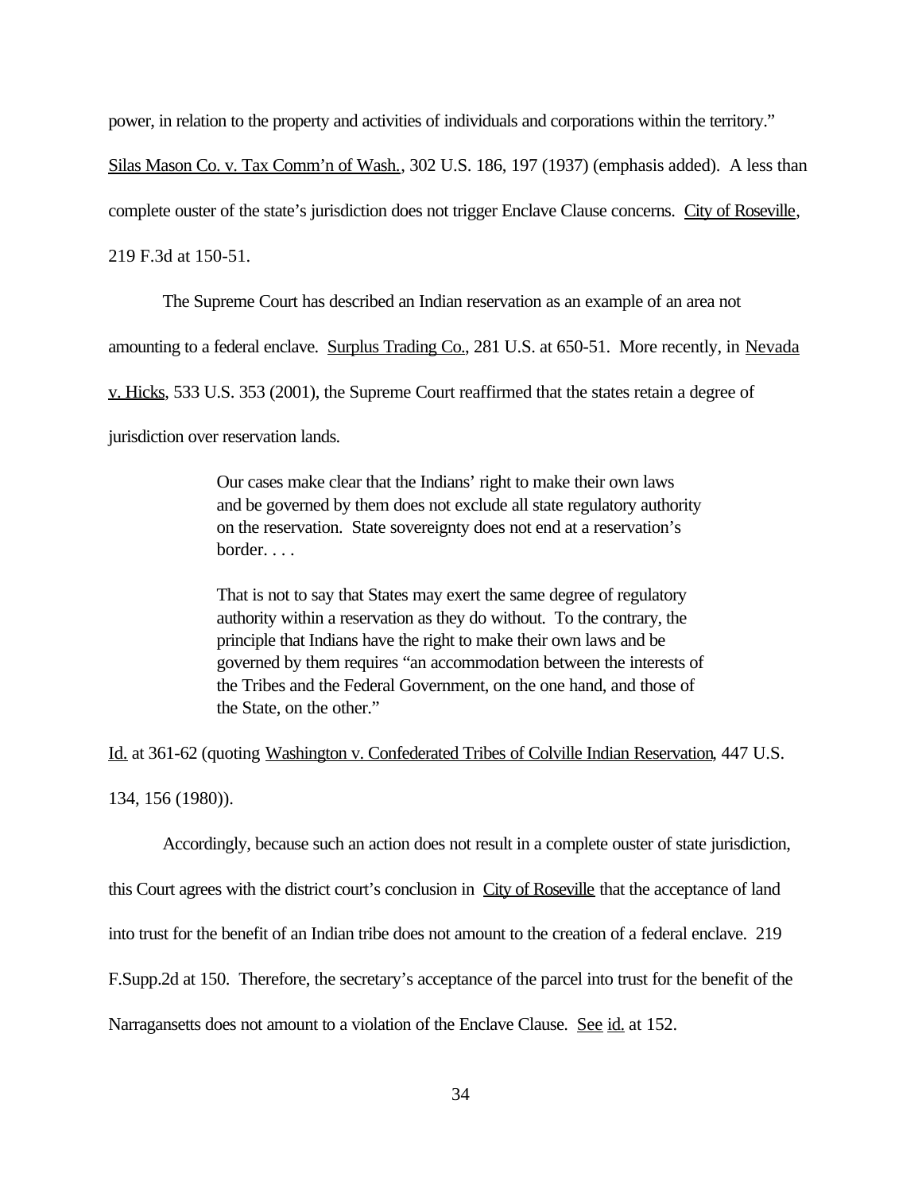power, in relation to the property and activities of individuals and corporations within the territory." Silas Mason Co. v. Tax Comm'n of Wash., 302 U.S. 186, 197 (1937) (emphasis added). A less than complete ouster of the state's jurisdiction does not trigger Enclave Clause concerns. City of Roseville, 219 F.3d at 150-51.

The Supreme Court has described an Indian reservation as an example of an area not amounting to a federal enclave. Surplus Trading Co., 281 U.S. at 650-51. More recently, in Nevada v. Hicks, 533 U.S. 353 (2001), the Supreme Court reaffirmed that the states retain a degree of jurisdiction over reservation lands.

> Our cases make clear that the Indians' right to make their own laws and be governed by them does not exclude all state regulatory authority on the reservation. State sovereignty does not end at a reservation's border. . . .
>
> That is not to say that States may exert the same degree of regulatory authority within a reservation as they do without. To the contrary, the principle that Indians have the right to make their own laws and be governed by them requires "an accommodation between the interests of the Tribes and the Federal Government, on the one hand, and those of the State, on the other."

Id. at 361-62 (quoting Washington v. Confederated Tribes of Colville Indian Reservation, 447 U.S. 134, 156 (1980)).

Accordingly, because such an action does not result in a complete ouster of state jurisdiction, this Court agrees with the district court's conclusion in City of Roseville that the acceptance of land into trust for the benefit of an Indian tribe does not amount to the creation of a federal enclave. 219 F.Supp.2d at 150. Therefore, the secretary's acceptance of the parcel into trust for the benefit of the Narragansetts does not amount to a violation of the Enclave Clause. See id. at 152.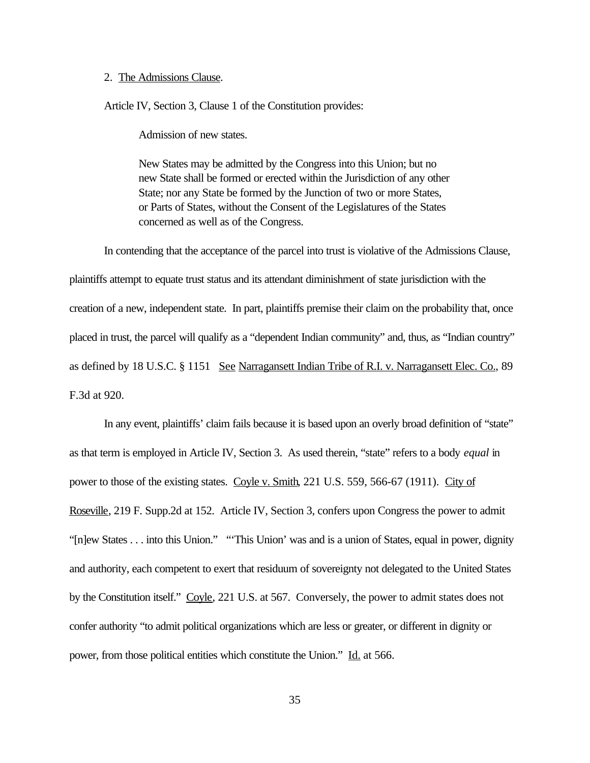2. The Admissions Clause.

Article IV, Section 3, Clause 1 of the Constitution provides:

> Admission of new states.
>
> New States may be admitted by the Congress into this Union; but no new State shall be formed or erected within the Jurisdiction of any other State; nor any State be formed by the Junction of two or more States, or Parts of States, without the Consent of the Legislatures of the States concerned as well as of the Congress.

In contending that the acceptance of the parcel into trust is violative of the Admissions Clause, plaintiffs attempt to equate trust status and its attendant diminishment of state jurisdiction with the creation of a new, independent state. In part, plaintiffs premise their claim on the probability that, once placed in trust, the parcel will qualify as a "dependent Indian community" and, thus, as "Indian country" as defined by 18 U.S.C. § 1151 See Narragansett Indian Tribe of R.I. v. Narragansett Elec. Co., 89 F.3d at 920.

In any event, plaintiffs' claim fails because it is based upon an overly broad definition of "state" as that term is employed in Article IV, Section 3. As used therein, "state" refers to a body *equal* in power to those of the existing states. Coyle v. Smith, 221 U.S. 559, 566-67 (1911). City of Roseville, 219 F. Supp.2d at 152. Article IV, Section 3, confers upon Congress the power to admit "[n]ew States . . . into this Union." "'This Union' was and is a union of States, equal in power, dignity and authority, each competent to exert that residuum of sovereignty not delegated to the United States by the Constitution itself." Coyle, 221 U.S. at 567. Conversely, the power to admit states does not confer authority "to admit political organizations which are less or greater, or different in dignity or power, from those political entities which constitute the Union." Id. at 566.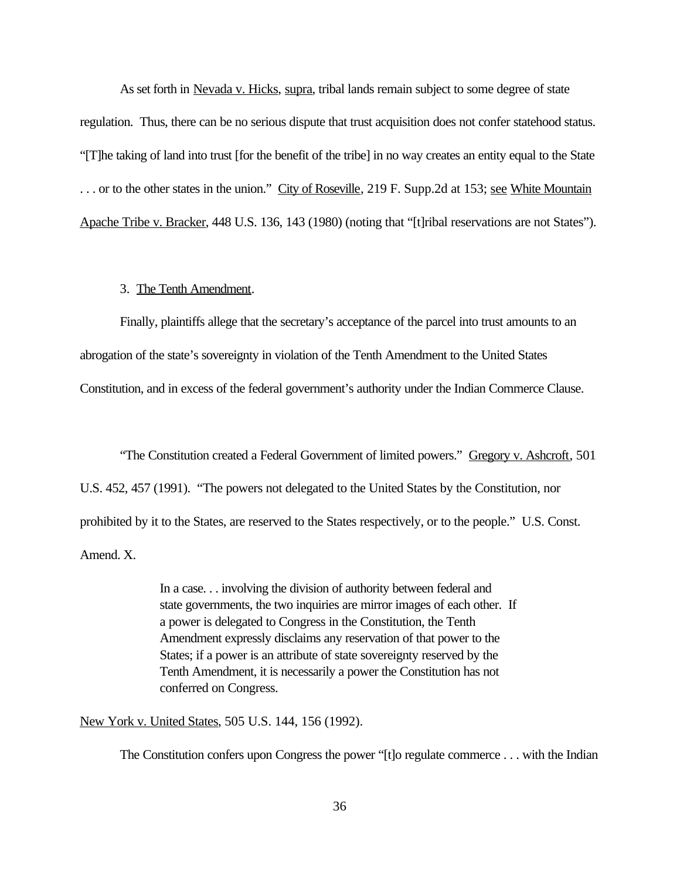As set forth in Nevada v. Hicks, supra, tribal lands remain subject to some degree of state regulation. Thus, there can be no serious dispute that trust acquisition does not confer statehood status. "[T]he taking of land into trust [for the benefit of the tribe] in no way creates an entity equal to the State . . . or to the other states in the union." City of Roseville, 219 F. Supp.2d at 153; see White Mountain Apache Tribe v. Bracker, 448 U.S. 136, 143 (1980) (noting that "[t]ribal reservations are not States").

3. The Tenth Amendment.

Finally, plaintiffs allege that the secretary's acceptance of the parcel into trust amounts to an abrogation of the state's sovereignty in violation of the Tenth Amendment to the United States Constitution, and in excess of the federal government's authority under the Indian Commerce Clause.

"The Constitution created a Federal Government of limited powers." Gregory v. Ashcroft, 501 U.S. 452, 457 (1991). "The powers not delegated to the United States by the Constitution, nor prohibited by it to the States, are reserved to the States respectively, or to the people." U.S. Const. Amend. X.

> In a case. . . involving the division of authority between federal and state governments, the two inquiries are mirror images of each other. If a power is delegated to Congress in the Constitution, the Tenth Amendment expressly disclaims any reservation of that power to the States; if a power is an attribute of state sovereignty reserved by the Tenth Amendment, it is necessarily a power the Constitution has not conferred on Congress.

New York v. United States, 505 U.S. 144, 156 (1992).

The Constitution confers upon Congress the power "[t]o regulate commerce . . . with the Indian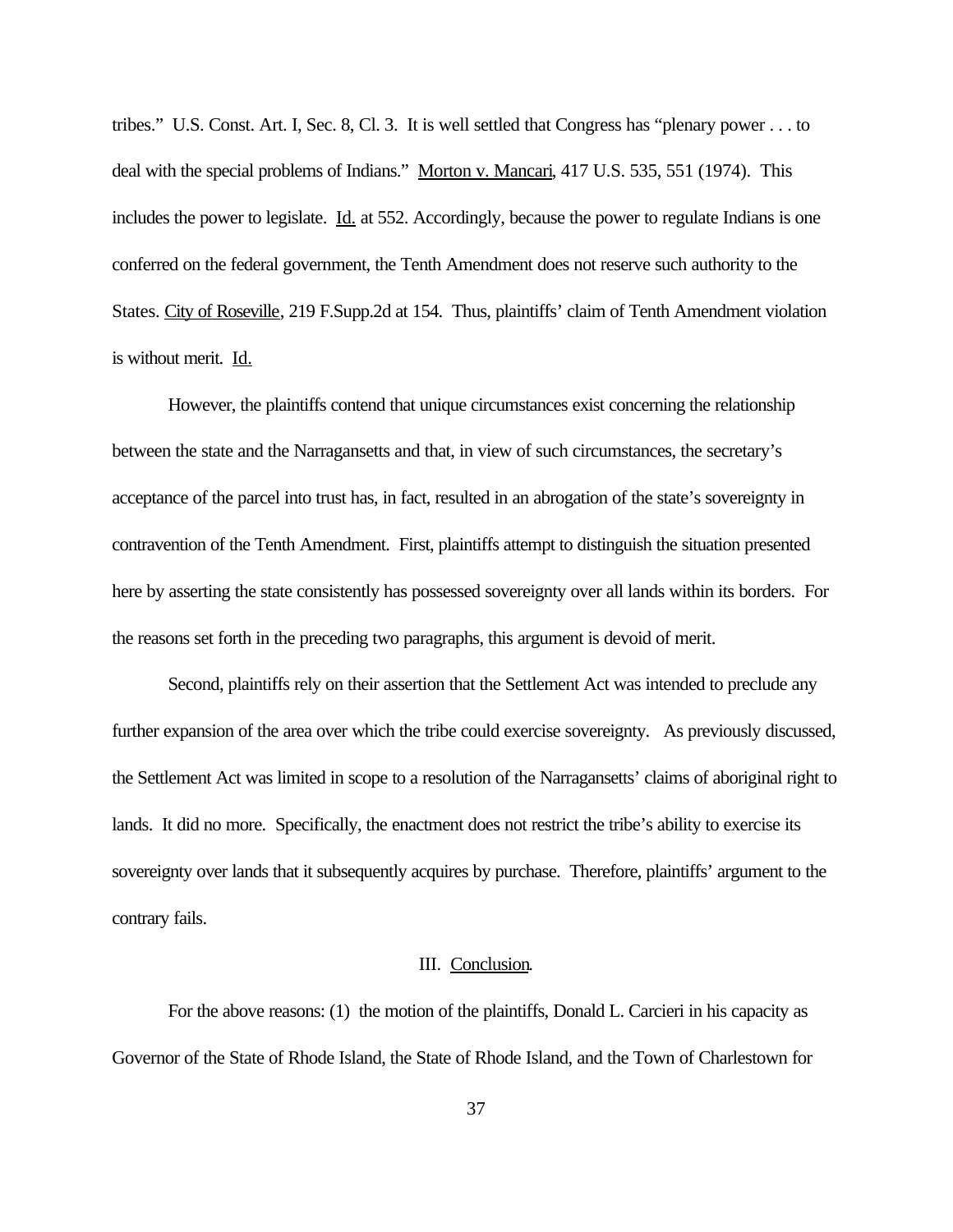tribes." U.S. Const. Art. I, Sec. 8, Cl. 3. It is well settled that Congress has "plenary power . . . to deal with the special problems of Indians." Morton v. Mancari, 417 U.S. 535, 551 (1974). This includes the power to legislate. Id. at 552. Accordingly, because the power to regulate Indians is one conferred on the federal government, the Tenth Amendment does not reserve such authority to the States. City of Roseville, 219 F.Supp.2d at 154. Thus, plaintiffs' claim of Tenth Amendment violation is without merit. Id.

However, the plaintiffs contend that unique circumstances exist concerning the relationship between the state and the Narragansetts and that, in view of such circumstances, the secretary's acceptance of the parcel into trust has, in fact, resulted in an abrogation of the state's sovereignty in contravention of the Tenth Amendment. First, plaintiffs attempt to distinguish the situation presented here by asserting the state consistently has possessed sovereignty over all lands within its borders. For the reasons set forth in the preceding two paragraphs, this argument is devoid of merit.

Second, plaintiffs rely on their assertion that the Settlement Act was intended to preclude any further expansion of the area over which the tribe could exercise sovereignty. As previously discussed, the Settlement Act was limited in scope to a resolution of the Narragansetts' claims of aboriginal right to lands. It did no more. Specifically, the enactment does not restrict the tribe's ability to exercise its sovereignty over lands that it subsequently acquires by purchase. Therefore, plaintiffs' argument to the contrary fails.

## III. Conclusion.

For the above reasons: (1) the motion of the plaintiffs, Donald L. Carcieri in his capacity as Governor of the State of Rhode Island, the State of Rhode Island, and the Town of Charlestown for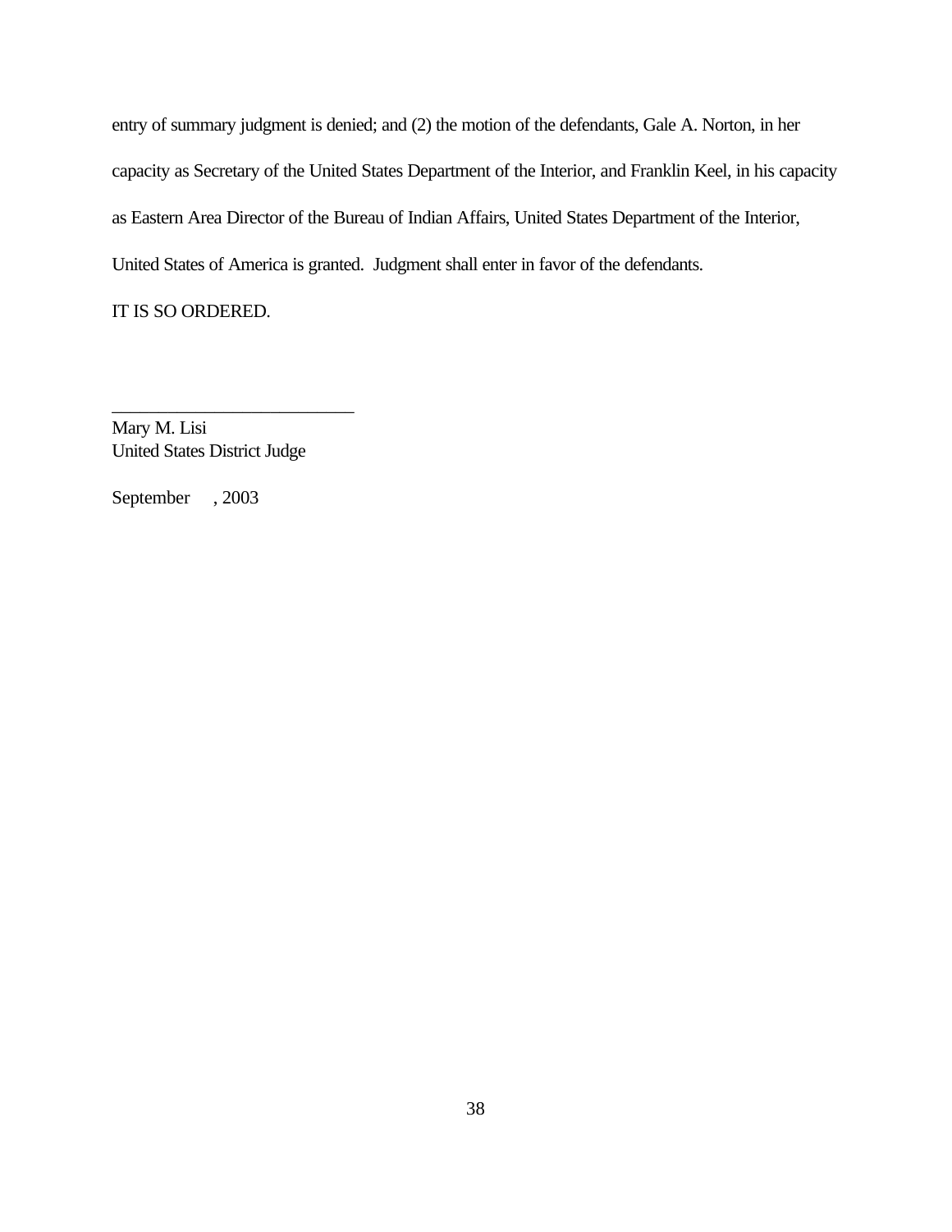entry of summary judgment is denied; and (2) the motion of the defendants, Gale A. Norton, in her capacity as Secretary of the United States Department of the Interior, and Franklin Keel, in his capacity as Eastern Area Director of the Bureau of Indian Affairs, United States Department of the Interior, United States of America is granted. Judgment shall enter in favor of the defendants.

IT IS SO ORDERED.

\_\_\_\_\_\_\_\_\_\_\_\_\_\_\_\_\_\_\_\_\_\_\_\_\_\_

Mary M. Lisi
United States District Judge

September , 2003